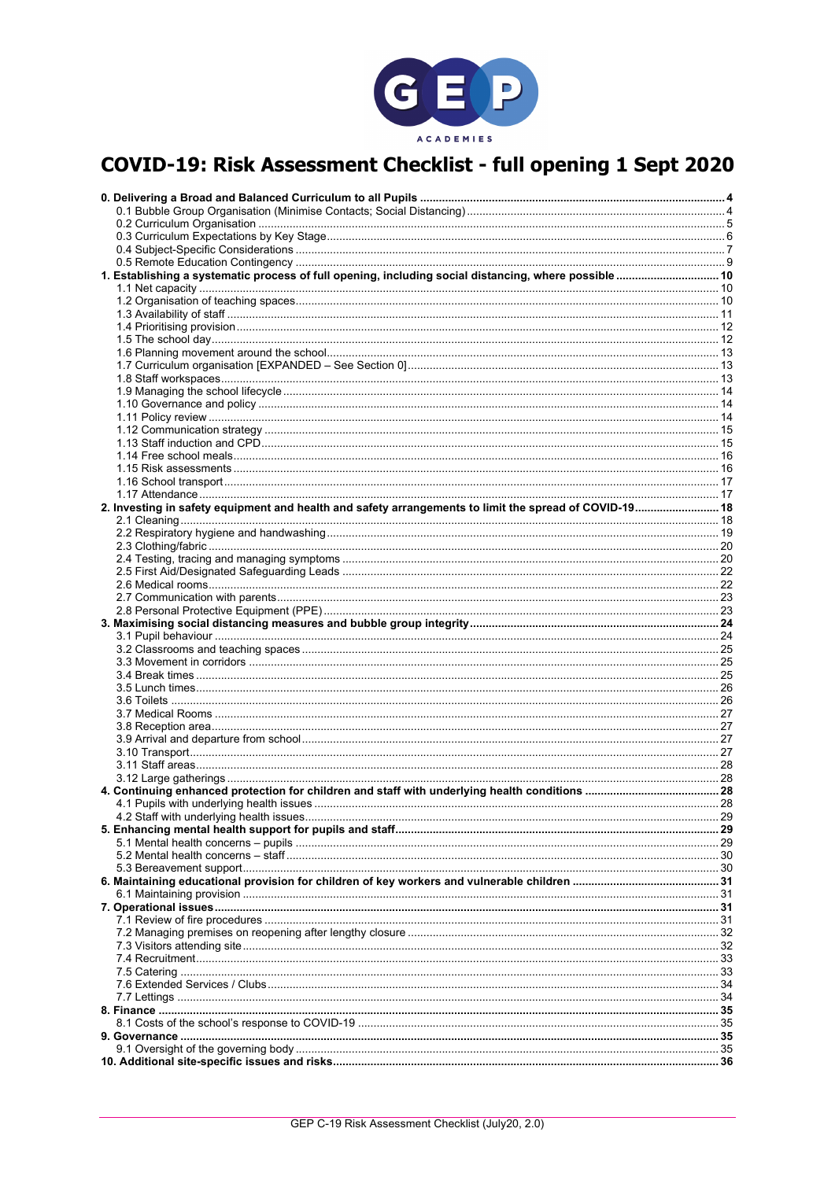# COVID-19: Risk Assessment Checklist - full opening 1 Sept 2020

**0. Delivering a Broad and Balanced Curriculum to all Pupils .......... 4**
- 0.1 Bubble Group Organisation (Minimise Contacts; Social Distancing) .......... 4
- 0.2 Curriculum Organisation .......... 5
- 0.3 Curriculum Expectations by Key Stage .......... 6
- 0.4 Subject-Specific Considerations .......... 7
- 0.5 Remote Education Contingency .......... 9

**1. Establishing a systematic process of full opening, including social distancing, where possible .......... 10**
- 1.1 Net capacity .......... 10
- 1.2 Organisation of teaching spaces .......... 10
- 1.3 Availability of staff .......... 11
- 1.4 Prioritising provision .......... 12
- 1.5 The school day .......... 12
- 1.6 Planning movement around the school .......... 13
- 1.7 Curriculum organisation [EXPANDED – See Section 0] .......... 13
- 1.8 Staff workspaces .......... 13
- 1.9 Managing the school lifecycle .......... 14
- 1.10 Governance and policy .......... 14
- 1.11 Policy review .......... 14
- 1.12 Communication strategy .......... 15
- 1.13 Staff induction and CPD .......... 15
- 1.14 Free school meals .......... 16
- 1.15 Risk assessments .......... 16
- 1.16 School transport .......... 17
- 1.17 Attendance .......... 17

**2. Investing in safety equipment and health and safety arrangements to limit the spread of COVID-19 .......... 18**
- 2.1 Cleaning .......... 18
- 2.2 Respiratory hygiene and handwashing .......... 19
- 2.3 Clothing/fabric .......... 20
- 2.4 Testing, tracing and managing symptoms .......... 20
- 2.5 First Aid/Designated Safeguarding Leads .......... 22
- 2.6 Medical rooms .......... 22
- 2.7 Communication with parents .......... 23
- 2.8 Personal Protective Equipment (PPE) .......... 23

**3. Maximising social distancing measures and bubble group integrity .......... 24**
- 3.1 Pupil behaviour .......... 24
- 3.2 Classrooms and teaching spaces .......... 25
- 3.3 Movement in corridors .......... 25
- 3.4 Break times .......... 25
- 3.5 Lunch times .......... 26
- 3.6 Toilets .......... 26
- 3.7 Medical Rooms .......... 27
- 3.8 Reception area .......... 27
- 3.9 Arrival and departure from school .......... 27
- 3.10 Transport .......... 27
- 3.11 Staff areas .......... 28
- 3.12 Large gatherings .......... 28

**4. Continuing enhanced protection for children and staff with underlying health conditions .......... 28**
- 4.1 Pupils with underlying health issues .......... 28
- 4.2 Staff with underlying health issues .......... 29

**5. Enhancing mental health support for pupils and staff .......... 29**
- 5.1 Mental health concerns – pupils .......... 29
- 5.2 Mental health concerns – staff .......... 30
- 5.3 Bereavement support .......... 30

**6. Maintaining educational provision for children of key workers and vulnerable children .......... 31**
- 6.1 Maintaining provision .......... 31

**7. Operational issues .......... 31**
- 7.1 Review of fire procedures .......... 31
- 7.2 Managing premises on reopening after lengthy closure .......... 32
- 7.3 Visitors attending site .......... 32
- 7.4 Recruitment .......... 33
- 7.5 Catering .......... 33
- 7.6 Extended Services / Clubs .......... 34
- 7.7 Lettings .......... 34

**8. Finance .......... 35**
- 8.1 Costs of the school's response to COVID-19 .......... 35

**9. Governance .......... 35**
- 9.1 Oversight of the governing body .......... 35

**10. Additional site-specific issues and risks .......... 36**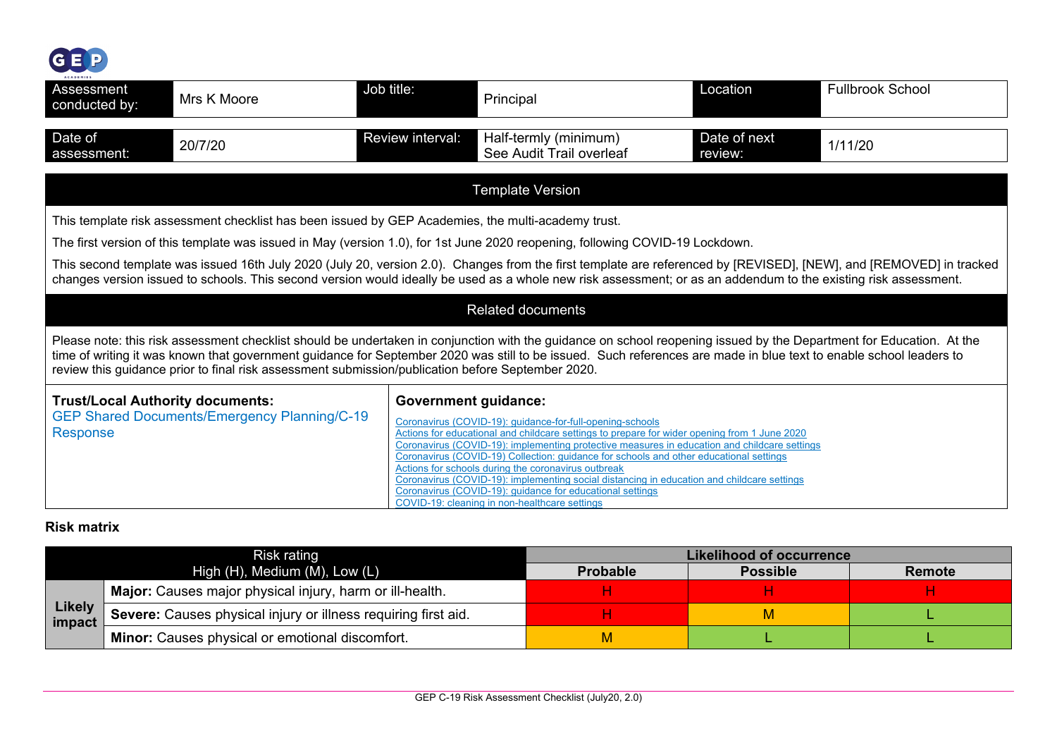| Assessment conducted by: | Mrs K Moore | Job title: | Principal | Location | Fullbrook School |
|---|---|---|---|---|---|

| Date of assessment: | 20/7/20 | Review interval: | Half-termly (minimum) See Audit Trail overleaf | Date of next review: | 1/11/20 |
|---|---|---|---|---|---|

## Template Version

This template risk assessment checklist has been issued by GEP Academies, the multi-academy trust.

The first version of this template was issued in May (version 1.0), for 1st June 2020 reopening, following COVID-19 Lockdown.

This second template was issued 16th July 2020 (July 20, version 2.0). Changes from the first template are referenced by [REVISED], [NEW], and [REMOVED] in tracked changes version issued to schools. This second version would ideally be used as a whole new risk assessment; or as an addendum to the existing risk assessment.

## Related documents

Please note: this risk assessment checklist should be undertaken in conjunction with the guidance on school reopening issued by the Department for Education. At the time of writing it was known that government guidance for September 2020 was still to be issued. Such references are made in blue text to enable school leaders to review this guidance prior to final risk assessment submission/publication before September 2020.

| **Trust/Local Authority documents:** | **Government guidance:** |
|---|---|
| GEP Shared Documents/Emergency Planning/C-19 Response | Coronavirus (COVID-19): guidance-for-full-opening-schools<br>Actions for educational and childcare settings to prepare for wider opening from 1 June 2020<br>Coronavirus (COVID-19): implementing protective measures in education and childcare settings<br>Coronavirus (COVID-19) Collection: guidance for schools and other educational settings<br>Actions for schools during the coronavirus outbreak<br>Coronavirus (COVID-19): implementing social distancing in education and childcare settings<br>Coronavirus (COVID-19): guidance for educational settings<br>COVID-19: cleaning in non-healthcare settings |

**Risk matrix**

| Risk rating<br>High (H), Medium (M), Low (L) | | Likelihood of occurrence | | |
|---|---|---|---|---|
| | | **Probable** | **Possible** | **Remote** |
| **Likely impact** | **Major:** Causes major physical injury, harm or ill-health. | H | H | H |
| | **Severe:** Causes physical injury or illness requiring first aid. | H | M | L |
| | **Minor:** Causes physical or emotional discomfort. | M | L | L |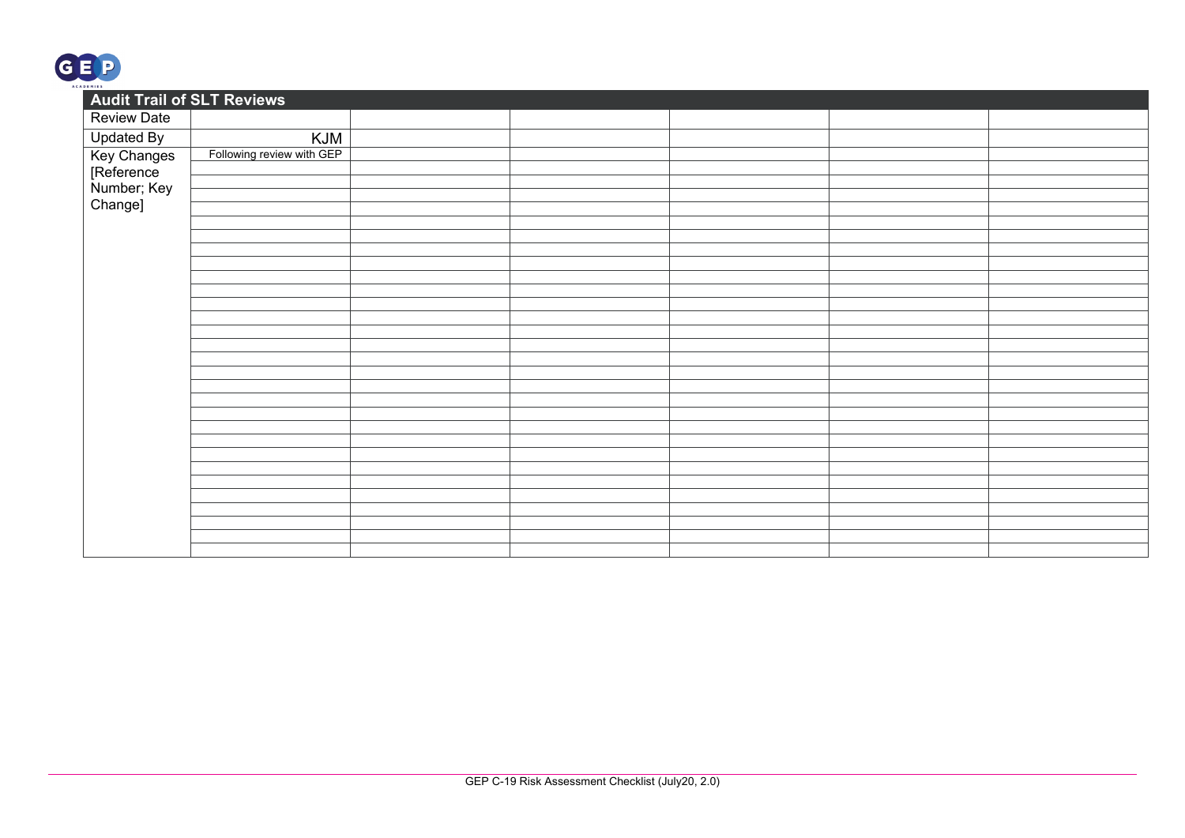## Audit Trail of SLT Reviews

| | | | | | | |
|---|---|---|---|---|---|---|
| Review Date | | | | | | |
| Updated By | KJM | | | | | |
| Key Changes [Reference Number; Key Change] | Following review with GEP | | | | | |
| | | | | | | |
| | | | | | | |
| | | | | | | |
| | | | | | | |
| | | | | | | |
| | | | | | | |
| | | | | | | |
| | | | | | | |
| | | | | | | |
| | | | | | | |
| | | | | | | |
| | | | | | | |
| | | | | | | |
| | | | | | | |
| | | | | | | |
| | | | | | | |
| | | | | | | |
| | | | | | | |
| | | | | | | |
| | | | | | | |
| | | | | | | |
| | | | | | | |
| | | | | | | |
| | | | | | | |
| | | | | | | |
| | | | | | | |
| | | | | | | |
| | | | | | | |
| | | | | | | |
| | | | | | | |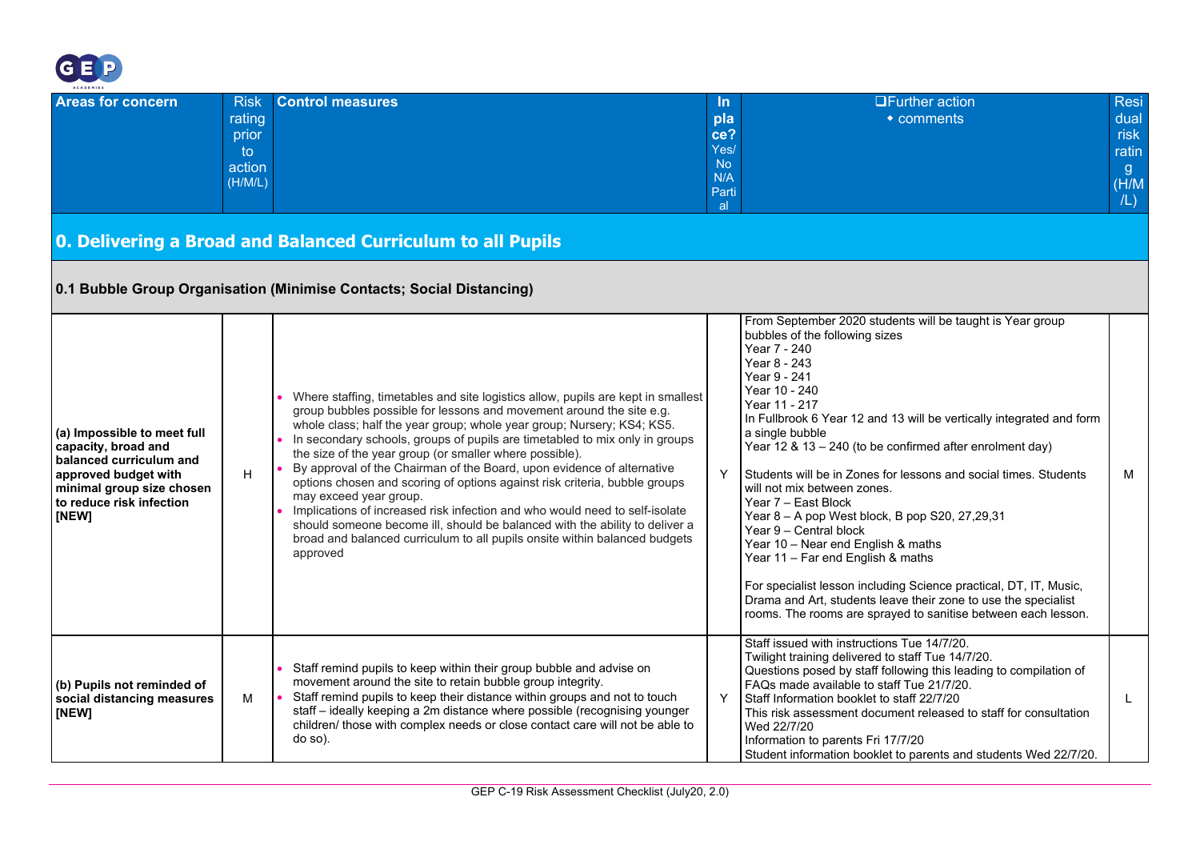| Areas for concern | Risk rating prior to action (H/M/L) | Control measures | In place? Yes/ No N/A Partial | ❑Further action ◆ comments | Residual risk rating (H/M/L) |
|---|---|---|---|---|---|
| **0. Delivering a Broad and Balanced Curriculum to all Pupils** | | | | | |
| **0.1 Bubble Group Organisation (Minimise Contacts; Social Distancing)** | | | | | |
| **(a) Impossible to meet full capacity, broad and balanced curriculum and approved budget with minimal group size chosen to reduce risk infection [NEW]** | H | • Where staffing, timetables and site logistics allow, pupils are kept in smallest group bubbles possible for lessons and movement around the site e.g. whole class; half the year group; whole year group; Nursery; KS4; KS5.<br>• In secondary schools, groups of pupils are timetabled to mix only in groups the size of the year group (or smaller where possible).<br>• By approval of the Chairman of the Board, upon evidence of alternative options chosen and scoring of options against risk criteria, bubble groups may exceed year group.<br>• Implications of increased risk infection and who would need to self-isolate should someone become ill, should be balanced with the ability to deliver a broad and balanced curriculum to all pupils onsite within balanced budgets approved | Y | From September 2020 students will be taught is Year group bubbles of the following sizes<br>Year 7 - 240<br>Year 8 - 243<br>Year 9 - 241<br>Year 10 - 240<br>Year 11 - 217<br>In Fullbrook 6 Year 12 and 13 will be vertically integrated and form a single bubble<br>Year 12 & 13 – 240 (to be confirmed after enrolment day)<br><br>Students will be in Zones for lessons and social times. Students will not mix between zones.<br>Year 7 – East Block<br>Year 8 – A pop West block, B pop S20, 27,29,31<br>Year 9 – Central block<br>Year 10 – Near end English & maths<br>Year 11 – Far end English & maths<br><br>For specialist lesson including Science practical, DT, IT, Music, Drama and Art, students leave their zone to use the specialist rooms. The rooms are sprayed to sanitise between each lesson. | M |
| **(b) Pupils not reminded of social distancing measures [NEW]** | M | • Staff remind pupils to keep within their group bubble and advise on movement around the site to retain bubble group integrity.<br>• Staff remind pupils to keep their distance within groups and not to touch staff – ideally keeping a 2m distance where possible (recognising younger children/ those with complex needs or close contact care will not be able to do so). | Y | Staff issued with instructions Tue 14/7/20.<br>Twilight training delivered to staff Tue 14/7/20.<br>Questions posed by staff following this leading to compilation of FAQs made available to staff Tue 21/7/20.<br>Staff Information booklet to staff 22/7/20<br>This risk assessment document released to staff for consultation Wed 22/7/20<br>Information to parents Fri 17/7/20<br>Student information booklet to parents and students Wed 22/7/20. | L |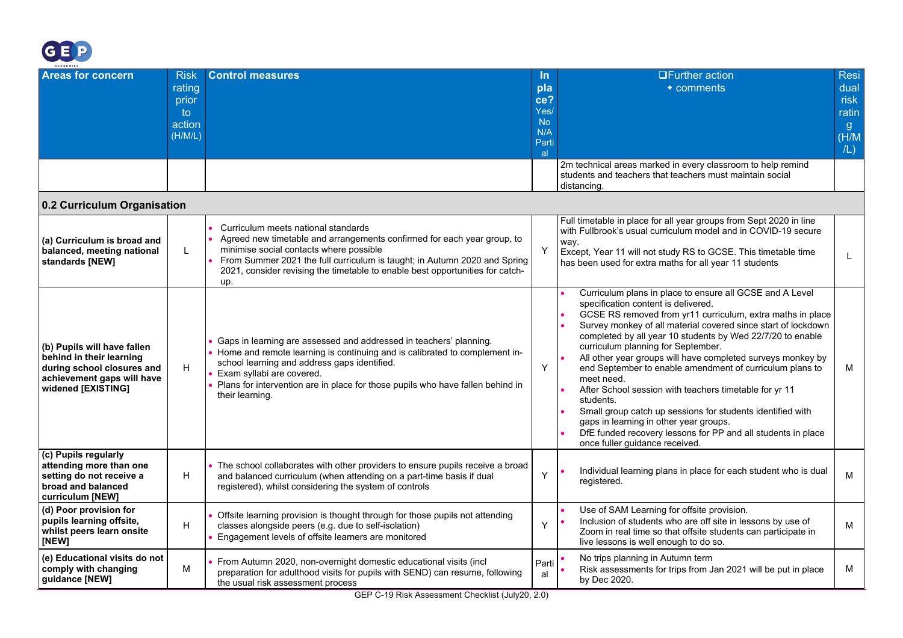| Areas for concern | Risk rating prior to action (H/M/L) | Control measures | In place? Yes/No N/A Partial | ❑Further action ◆ comments | Residual risk rating (H/M/L) |
|---|---|---|---|---|---|
| | | | | 2m technical areas marked in every classroom to help remind students and teachers that teachers must maintain social distancing. | |
| **0.2 Curriculum Organisation** | | | | | |
| **(a) Curriculum is broad and balanced, meeting national standards [NEW]** | L | • Curriculum meets national standards<br>• Agreed new timetable and arrangements confirmed for each year group, to minimise social contacts where possible<br>• From Summer 2021 the full curriculum is taught; in Autumn 2020 and Spring 2021, consider revising the timetable to enable best opportunities for catch-up. | Y | Full timetable in place for all year groups from Sept 2020 in line with Fullbrook's usual curriculum model and in COVID-19 secure way.<br>Except, Year 11 will not study RS to GCSE. This timetable time has been used for extra maths for all year 11 students | L |
| **(b) Pupils will have fallen behind in their learning during school closures and achievement gaps will have widened [EXISTING]** | H | • Gaps in learning are assessed and addressed in teachers' planning.<br>• Home and remote learning is continuing and is calibrated to complement in-school learning and address gaps identified.<br>• Exam syllabi are covered.<br>• Plans for intervention are in place for those pupils who have fallen behind in their learning. | Y | • Curriculum plans in place to ensure all GCSE and A Level specification content is delivered.<br>• GCSE RS removed from yr11 curriculum, extra maths in place<br>• Survey monkey of all material covered since start of lockdown completed by all year 10 students by Wed 22/7/20 to enable curriculum planning for September.<br>• All other year groups will have completed surveys monkey by end September to enable amendment of curriculum plans to meet need.<br>• After School session with teachers timetable for yr 11 students.<br>• Small group catch up sessions for students identified with gaps in learning in other year groups.<br>• DfE funded recovery lessons for PP and all students in place once fuller guidance received. | M |
| **(c) Pupils regularly attending more than one setting do not receive a broad and balanced curriculum [NEW]** | H | • The school collaborates with other providers to ensure pupils receive a broad and balanced curriculum (when attending on a part-time basis if dual registered), whilst considering the system of controls | Y | • Individual learning plans in place for each student who is dual registered. | M |
| **(d) Poor provision for pupils learning offsite, whilst peers learn onsite [NEW]** | H | • Offsite learning provision is thought through for those pupils not attending classes alongside peers (e.g. due to self-isolation)<br>• Engagement levels of offsite learners are monitored | Y | • Use of SAM Learning for offsite provision.<br>• Inclusion of students who are off site in lessons by use of Zoom in real time so that offsite students can participate in live lessons is well enough to do so. | M |
| **(e) Educational visits do not comply with changing guidance [NEW]** | M | • From Autumn 2020, non-overnight domestic educational visits (incl preparation for adulthood visits for pupils with SEND) can resume, following the usual risk assessment process | Partial | • No trips planning in Autumn term<br>• Risk assessments for trips from Jan 2021 will be put in place by Dec 2020. | M |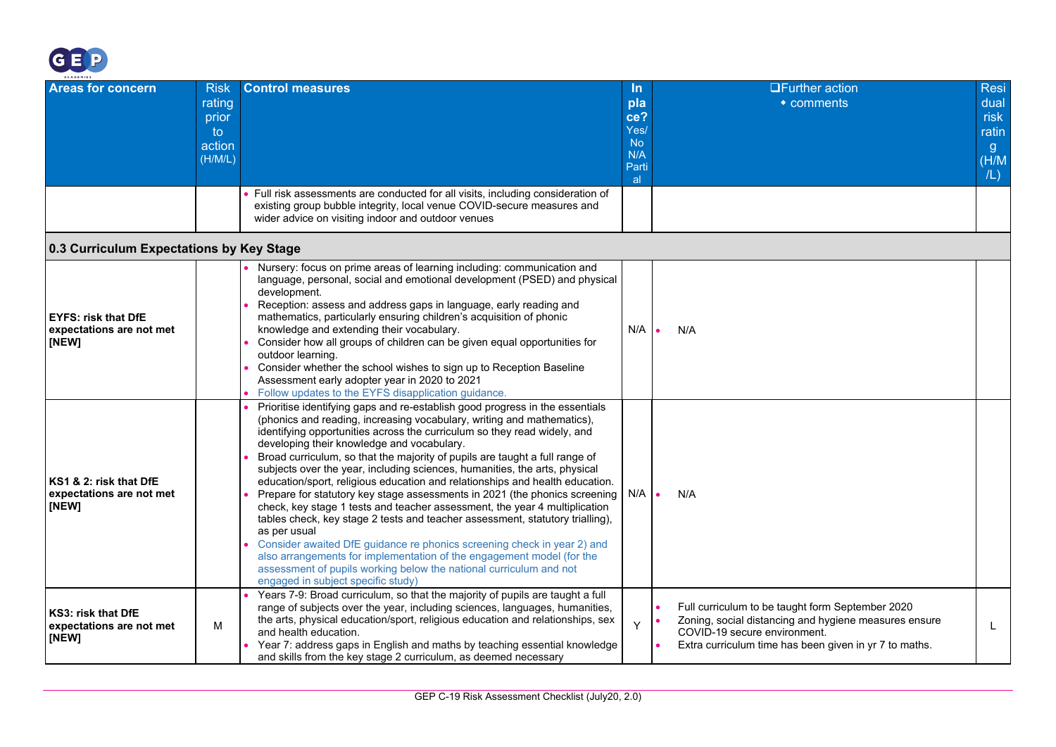| Areas for concern | Risk rating prior to action (H/M/L) | Control measures | In place? Yes/No N/A Partial | ❑Further action • comments | Residual risk rating (H/M/L) |
| --- | --- | --- | --- | --- | --- |
| | | • Full risk assessments are conducted for all visits, including consideration of existing group bubble integrity, local venue COVID-secure measures and wider advice on visiting indoor and outdoor venues | | | |
| **0.3 Curriculum Expectations by Key Stage** | | | | | |
| **EYFS: risk that DfE expectations are not met [NEW]** | | • Nursery: focus on prime areas of learning including: communication and language, personal, social and emotional development (PSED) and physical development.<br>• Reception: assess and address gaps in language, early reading and mathematics, particularly ensuring children's acquisition of phonic knowledge and extending their vocabulary.<br>• Consider how all groups of children can be given equal opportunities for outdoor learning.<br>• Consider whether the school wishes to sign up to Reception Baseline Assessment early adopter year in 2020 to 2021<br>• Follow updates to the EYFS disapplication guidance. | N/A | • N/A | |
| **KS1 & 2: risk that DfE expectations are not met [NEW]** | | • Prioritise identifying gaps and re-establish good progress in the essentials (phonics and reading, increasing vocabulary, writing and mathematics), identifying opportunities across the curriculum so they read widely, and developing their knowledge and vocabulary.<br>• Broad curriculum, so that the majority of pupils are taught a full range of subjects over the year, including sciences, humanities, the arts, physical education/sport, religious education and relationships and health education.<br>• Prepare for statutory key stage assessments in 2021 (the phonics screening check, key stage 1 tests and teacher assessment, the year 4 multiplication tables check, key stage 2 tests and teacher assessment, statutory trialling), as per usual<br>• Consider awaited DfE guidance re phonics screening check in year 2) and also arrangements for implementation of the engagement model (for the assessment of pupils working below the national curriculum and not engaged in subject specific study) | N/A | • N/A | |
| **KS3: risk that DfE expectations are not met [NEW]** | M | • Years 7-9: Broad curriculum, so that the majority of pupils are taught a full range of subjects over the year, including sciences, languages, humanities, the arts, physical education/sport, religious education and relationships, sex and health education.<br>• Year 7: address gaps in English and maths by teaching essential knowledge and skills from the key stage 2 curriculum, as deemed necessary | Y | • Full curriculum to be taught form September 2020<br>• Zoning, social distancing and hygiene measures ensure COVID-19 secure environment.<br>• Extra curriculum time has been given in yr 7 to maths. | L |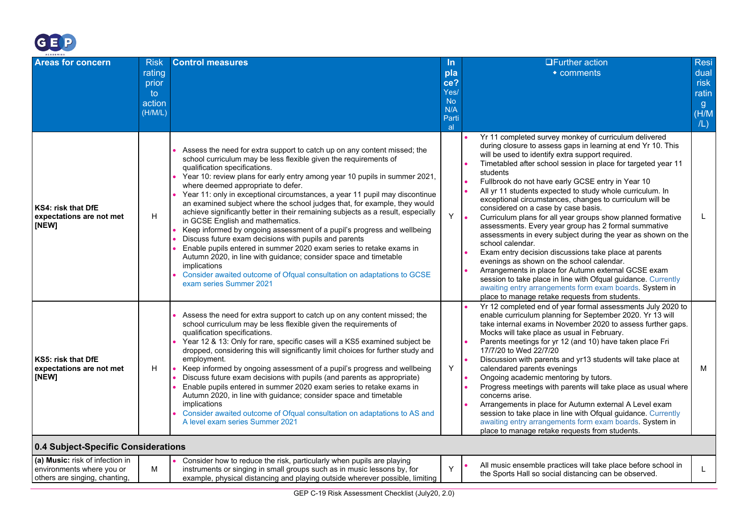| Areas for concern | Risk rating prior to action (H/M/L) | Control measures | In place? Yes/ No N/A Partial | ❑Further action • comments | Residual risk rating (H/M/L) |
|---|---|---|---|---|---|
| **KS4: risk that DfE expectations are not met [NEW]** | H | • Assess the need for extra support to catch up on any content missed; the school curriculum may be less flexible given the requirements of qualification specifications.<br>• Year 10: review plans for early entry among year 10 pupils in summer 2021, where deemed appropriate to defer.<br>• Year 11: only in exceptional circumstances, a year 11 pupil may discontinue an examined subject where the school judges that, for example, they would achieve significantly better in their remaining subjects as a result, especially in GCSE English and mathematics.<br>• Keep informed by ongoing assessment of a pupil's progress and wellbeing<br>• Discuss future exam decisions with pupils and parents<br>• Enable pupils entered in summer 2020 exam series to retake exams in Autumn 2020, in line with guidance; consider space and timetable implications<br>• Consider awaited outcome of Ofqual consultation on adaptations to GCSE exam series Summer 2021 | Y | • Yr 11 completed survey monkey of curriculum delivered during closure to assess gaps in learning at end Yr 10. This will be used to identify extra support required.<br>• Timetabled after school session in place for targeted year 11 students<br>• Fullbrook do not have early GCSE entry in Year 10<br>• All yr 11 students expected to study whole curriculum. In exceptional circumstances, changes to curriculum will be considered on a case by case basis.<br>• Curriculum plans for all year groups show planned formative assessments. Every year group has 2 formal summative assessments in every subject during the year as shown on the school calendar.<br>• Exam entry decision discussions take place at parents evenings as shown on the school calendar.<br>• Arrangements in place for Autumn external GCSE exam session to take place in line with Ofqual guidance. Currently awaiting entry arrangements form exam boards. System in place to manage retake requests from students. | L |
| **KS5: risk that DfE expectations are not met [NEW]** | H | • Assess the need for extra support to catch up on any content missed; the school curriculum may be less flexible given the requirements of qualification specifications.<br>• Year 12 & 13: Only for rare, specific cases will a KS5 examined subject be dropped, considering this will significantly limit choices for further study and employment.<br>• Keep informed by ongoing assessment of a pupil's progress and wellbeing<br>• Discuss future exam decisions with pupils (and parents as appropriate)<br>• Enable pupils entered in summer 2020 exam series to retake exams in Autumn 2020, in line with guidance; consider space and timetable implications<br>• Consider awaited outcome of Ofqual consultation on adaptations to AS and A level exam series Summer 2021 | Y | • Yr 12 completed end of year formal assessments July 2020 to enable curriculum planning for September 2020. Yr 13 will take internal exams in November 2020 to assess further gaps. Mocks will take place as usual in February.<br>• Parents meetings for yr 12 (and 10) have taken place Fri 17/7/20 to Wed 22/7/20<br>• Discussion with parents and yr13 students will take place at calendared parents evenings<br>• Ongoing academic mentoring by tutors.<br>• Progress meetings with parents will take place as usual where concerns arise.<br>• Arrangements in place for Autumn external A Level exam session to take place in line with Ofqual guidance. Currently awaiting entry arrangements form exam boards. System in place to manage retake requests from students. | M |
| **0.4 Subject-Specific Considerations** | | | | | |
| **(a) Music:** risk of infection in environments where you or others are singing, chanting, | M | • Consider how to reduce the risk, particularly when pupils are playing instruments or singing in small groups such as in music lessons by, for example, physical distancing and playing outside wherever possible, limiting | Y | • All music ensemble practices will take place before school in the Sports Hall so social distancing can be observed. | L |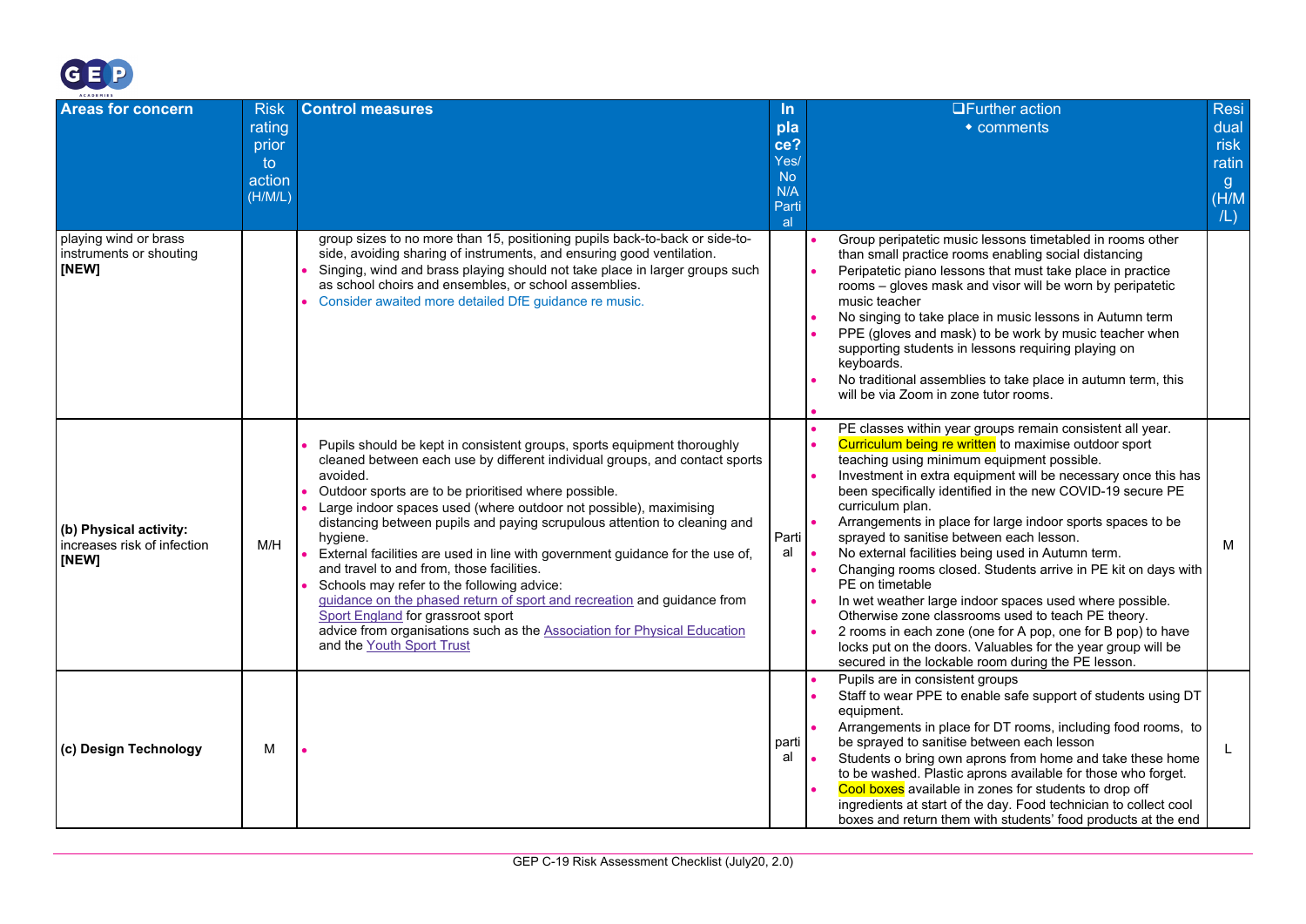| Areas for concern | Risk rating prior to action (H/M/L) | Control measures | In place? Yes/ No N/A Partial | ❑Further action • comments | Residual risk rating (H/M/L) |
|---|---|---|---|---|---|
| playing wind or brass instruments or shouting **[NEW]** | | group sizes to no more than 15, positioning pupils back-to-back or side-to-side, avoiding sharing of instruments, and ensuring good ventilation.<br>• Singing, wind and brass playing should not take place in larger groups such as school choirs and ensembles, or school assemblies.<br>• Consider awaited more detailed DfE guidance re music. | | • Group peripatetic music lessons timetabled in rooms other than small practice rooms enabling social distancing<br>• Peripatetic piano lessons that must take place in practice rooms – gloves mask and visor will be worn by peripatetic music teacher<br>• No singing to take place in music lessons in Autumn term<br>• PPE (gloves and mask) to be work by music teacher when supporting students in lessons requiring playing on keyboards.<br>• No traditional assemblies to take place in autumn term, this will be via Zoom in zone tutor rooms.<br>• | |
| **(b) Physical activity:** increases risk of infection **[NEW]** | M/H | • Pupils should be kept in consistent groups, sports equipment thoroughly cleaned between each use by different individual groups, and contact sports avoided.<br>• Outdoor sports are to be prioritised where possible.<br>• Large indoor spaces used (where outdoor not possible), maximising distancing between pupils and paying scrupulous attention to cleaning and hygiene.<br>• External facilities are used in line with government guidance for the use of, and travel to and from, those facilities.<br>• Schools may refer to the following advice: guidance on the phased return of sport and recreation and guidance from Sport England for grassroot sport advice from organisations such as the Association for Physical Education and the Youth Sport Trust | Partial | • PE classes within year groups remain consistent all year.<br>• Curriculum being re written to maximise outdoor sport teaching using minimum equipment possible.<br>• Investment in extra equipment will be necessary once this has been specifically identified in the new COVID-19 secure PE curriculum plan.<br>• Arrangements in place for large indoor sports spaces to be sprayed to sanitise between each lesson.<br>• No external facilities being used in Autumn term.<br>• Changing rooms closed. Students arrive in PE kit on days with PE on timetable<br>• In wet weather large indoor spaces used where possible. Otherwise zone classrooms used to teach PE theory.<br>• 2 rooms in each zone (one for A pop, one for B pop) to have locks put on the doors. Valuables for the year group will be secured in the lockable room during the PE lesson. | M |
| **(c) Design Technology** | M | • | partial | • Pupils are in consistent groups<br>• Staff to wear PPE to enable safe support of students using DT equipment.<br>• Arrangements in place for DT rooms, including food rooms, to be sprayed to sanitise between each lesson<br>• Students o bring own aprons from home and take these home to be washed. Plastic aprons available for those who forget.<br>• Cool boxes available in zones for students to drop off ingredients at start of the day. Food technician to collect cool boxes and return them with students' food products at the end | L |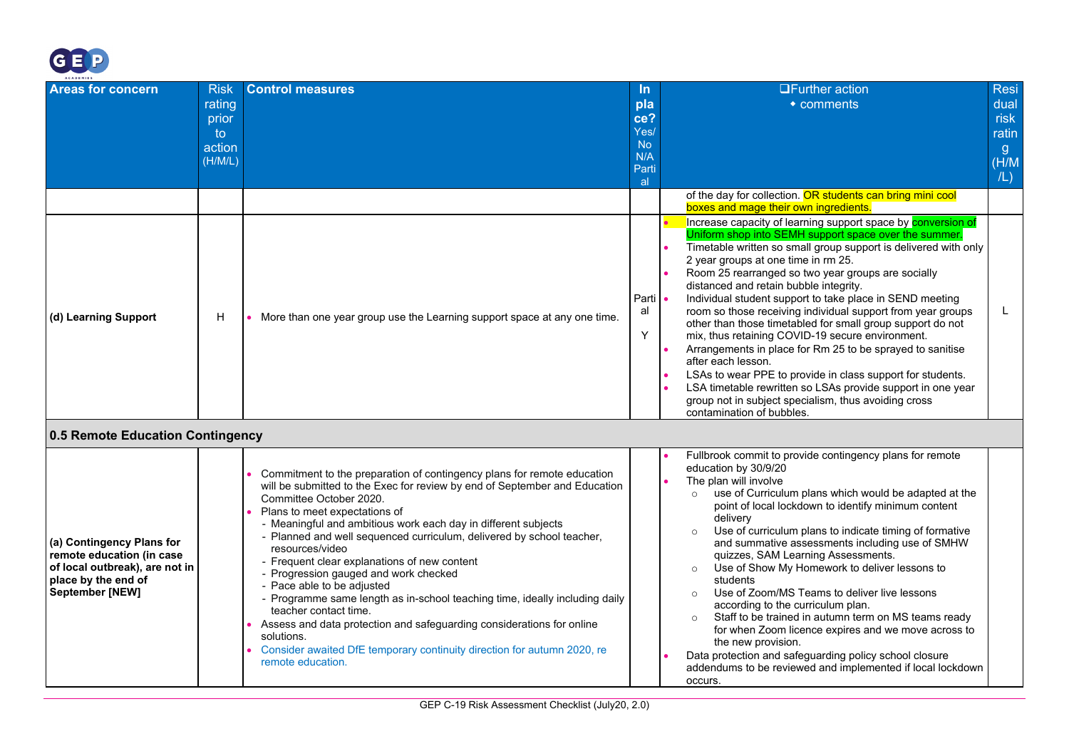| Areas for concern | Risk rating prior to action (H/M/L) | Control measures | In place? Yes/ No N/A Partial | ❑Further action ◆ comments | Residual risk rating (H/M/L) |
|---|---|---|---|---|---|
| | | | | of the day for collection. OR students can bring mini cool boxes and mage their own ingredients. | |
| (d) Learning Support | H | • More than one year group use the Learning support space at any one time. | Partial<br>Y | • Increase capacity of learning support space by conversion of Uniform shop into SEMH support space over the summer.<br>• Timetable written so small group support is delivered with only 2 year groups at one time in rm 25.<br>• Room 25 rearranged so two year groups are socially distanced and retain bubble integrity.<br>• Individual student support to take place in SEND meeting room so those receiving individual support from year groups other than those timetabled for small group support do not mix, thus retaining COVID-19 secure environment.<br>• Arrangements in place for Rm 25 to be sprayed to sanitise after each lesson.<br>• LSAs to wear PPE to provide in class support for students.<br>• LSA timetable rewritten so LSAs provide support in one year group not in subject specialism, thus avoiding cross contamination of bubbles. | L |
| **0.5 Remote Education Contingency** | | | | | |
| (a) Contingency Plans for remote education (in case of local outbreak), are not in place by the end of September [NEW] | | • Commitment to the preparation of contingency plans for remote education will be submitted to the Exec for review by end of September and Education Committee October 2020.<br>• Plans to meet expectations of<br>- Meaningful and ambitious work each day in different subjects<br>- Planned and well sequenced curriculum, delivered by school teacher, resources/video<br>- Frequent clear explanations of new content<br>- Progression gauged and work checked<br>- Pace able to be adjusted<br>- Programme same length as in-school teaching time, ideally including daily teacher contact time.<br>• Assess and data protection and safeguarding considerations for online solutions.<br>• Consider awaited DfE temporary continuity direction for autumn 2020, re remote education. | | • Fullbrook commit to provide contingency plans for remote education by 30/9/20<br>• The plan will involve<br>○ use of Curriculum plans which would be adapted at the point of local lockdown to identify minimum content delivery<br>○ Use of curriculum plans to indicate timing of formative and summative assessments including use of SMHW quizzes, SAM Learning Assessments.<br>○ Use of Show My Homework to deliver lessons to students<br>○ Use of Zoom/MS Teams to deliver live lessons according to the curriculum plan.<br>○ Staff to be trained in autumn term on MS teams ready for when Zoom licence expires and we move across to the new provision.<br>• Data protection and safeguarding policy school closure addendums to be reviewed and implemented if local lockdown occurs. | |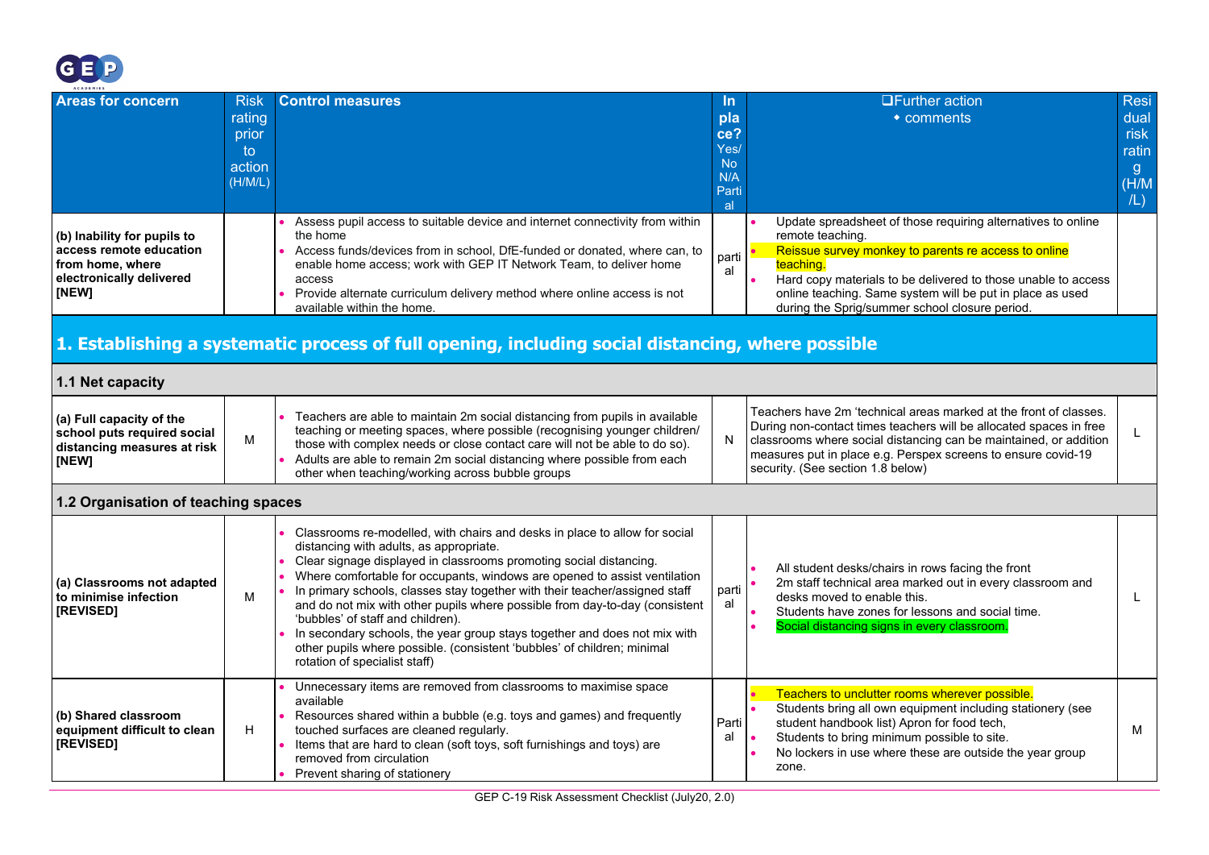| Areas for concern | Risk rating prior to action (H/M/L) | Control measures | In place? Yes/ No N/A Partial | ❑Further action ◆ comments | Residual risk rating (H/M/L) |
|---|---|---|---|---|---|
| **(b) Inability for pupils to access remote education from home, where electronically delivered [NEW]** | | • Assess pupil access to suitable device and internet connectivity from within the home<br>• Access funds/devices from in school, DfE-funded or donated, where can, to enable home access; work with GEP IT Network Team, to deliver home access<br>• Provide alternate curriculum delivery method where online access is not available within the home. | partial | • Update spreadsheet of those requiring alternatives to online remote teaching.<br>• Reissue survey monkey to parents re access to online teaching.<br>• Hard copy materials to be delivered to those unable to access online teaching. Same system will be put in place as used during the Sprig/summer school closure period. | |

## 1. Establishing a systematic process of full opening, including social distancing, where possible

### 1.1 Net capacity

| Areas for concern | Risk rating prior to action (H/M/L) | Control measures | In place? Yes/ No N/A Partial | ❑Further action ◆ comments | Residual risk rating (H/M/L) |
|---|---|---|---|---|---|
| **(a) Full capacity of the school puts required social distancing measures at risk [NEW]** | M | • Teachers are able to maintain 2m social distancing from pupils in available teaching or meeting spaces, where possible (recognising younger children/ those with complex needs or close contact care will not be able to do so).<br>• Adults are able to remain 2m social distancing where possible from each other when teaching/working across bubble groups | N | Teachers have 2m 'technical areas marked at the front of classes. During non-contact times teachers will be allocated spaces in free classrooms where social distancing can be maintained, or addition measures put in place e.g. Perspex screens to ensure covid-19 security. (See section 1.8 below) | L |

### 1.2 Organisation of teaching spaces

| Areas for concern | Risk rating prior to action (H/M/L) | Control measures | In place? Yes/ No N/A Partial | ❑Further action ◆ comments | Residual risk rating (H/M/L) |
|---|---|---|---|---|---|
| **(a) Classrooms not adapted to minimise infection [REVISED]** | M | • Classrooms re-modelled, with chairs and desks in place to allow for social distancing with adults, as appropriate.<br>• Clear signage displayed in classrooms promoting social distancing.<br>• Where comfortable for occupants, windows are opened to assist ventilation<br>• In primary schools, classes stay together with their teacher/assigned staff and do not mix with other pupils where possible from day-to-day (consistent 'bubbles' of staff and children).<br>• In secondary schools, the year group stays together and does not mix with other pupils where possible. (consistent 'bubbles' of children; minimal rotation of specialist staff) | partial | • All student desks/chairs in rows facing the front<br>• 2m staff technical area marked out in every classroom and desks moved to enable this.<br>• Students have zones for lessons and social time.<br>• Social distancing signs in every classroom. | L |
| **(b) Shared classroom equipment difficult to clean [REVISED]** | H | • Unnecessary items are removed from classrooms to maximise space available<br>• Resources shared within a bubble (e.g. toys and games) and frequently touched surfaces are cleaned regularly.<br>• Items that are hard to clean (soft toys, soft furnishings and toys) are removed from circulation<br>• Prevent sharing of stationery | Partial | • Teachers to unclutter rooms wherever possible.<br>• Students bring all own equipment including stationery (see student handbook list) Apron for food tech,<br>• Students to bring minimum possible to site.<br>• No lockers in use where these are outside the year group zone. | M |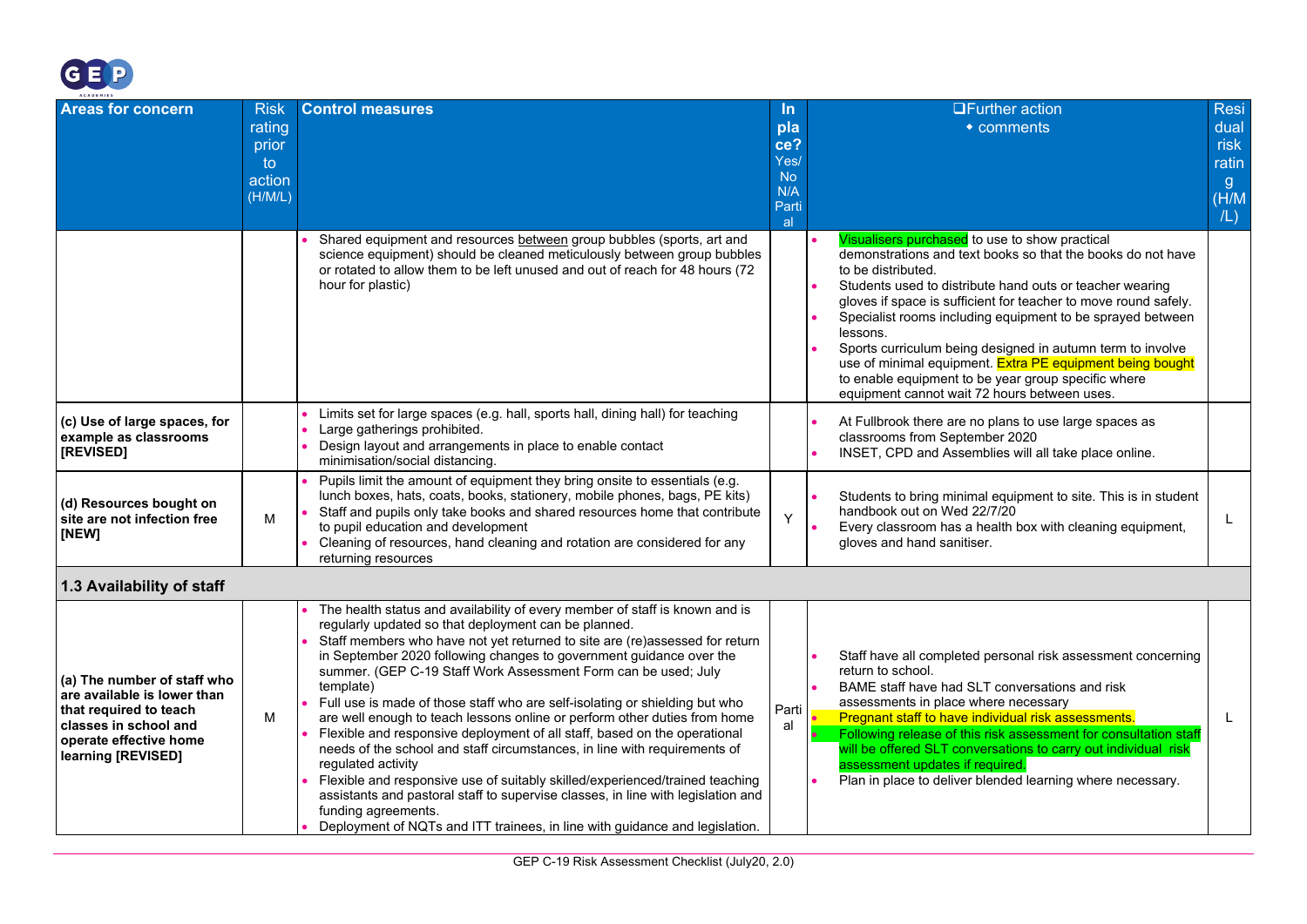| Areas for concern | Risk rating prior to action (H/M/L) | Control measures | In place? Yes/ No N/A Partial | ❑Further action • comments | Residual risk rating (H/M/L) |
|---|---|---|---|---|---|
| | | • Shared equipment and resources between group bubbles (sports, art and science equipment) should be cleaned meticulously between group bubbles or rotated to allow them to be left unused and out of reach for 48 hours (72 hour for plastic) | | • Visualisers purchased to use to show practical demonstrations and text books so that the books do not have to be distributed.<br>• Students used to distribute hand outs or teacher wearing gloves if space is sufficient for teacher to move round safely.<br>• Specialist rooms including equipment to be sprayed between lessons.<br>• Sports curriculum being designed in autumn term to involve use of minimal equipment. Extra PE equipment being bought to enable equipment to be year group specific where equipment cannot wait 72 hours between uses. | |
| **(c) Use of large spaces, for example as classrooms [REVISED]** | | • Limits set for large spaces (e.g. hall, sports hall, dining hall) for teaching<br>• Large gatherings prohibited.<br>• Design layout and arrangements in place to enable contact minimisation/social distancing. | | • At Fullbrook there are no plans to use large spaces as classrooms from September 2020<br>• INSET, CPD and Assemblies will all take place online. | |
| **(d) Resources bought on site are not infection free [NEW]** | M | • Pupils limit the amount of equipment they bring onsite to essentials (e.g. lunch boxes, hats, coats, books, stationery, mobile phones, bags, PE kits)<br>• Staff and pupils only take books and shared resources home that contribute to pupil education and development<br>• Cleaning of resources, hand cleaning and rotation are considered for any returning resources | Y | • Students to bring minimal equipment to site. This is in student handbook out on Wed 22/7/20<br>• Every classroom has a health box with cleaning equipment, gloves and hand sanitiser. | L |
| **1.3 Availability of staff** | | | | | |
| **(a) The number of staff who are available is lower than that required to teach classes in school and operate effective home learning [REVISED]** | M | • The health status and availability of every member of staff is known and is regularly updated so that deployment can be planned.<br>• Staff members who have not yet returned to site are (re)assessed for return in September 2020 following changes to government guidance over the summer. (GEP C-19 Staff Work Assessment Form can be used; July template)<br>• Full use is made of those staff who are self-isolating or shielding but who are well enough to teach lessons online or perform other duties from home<br>• Flexible and responsive deployment of all staff, based on the operational needs of the school and staff circumstances, in line with requirements of regulated activity<br>• Flexible and responsive use of suitably skilled/experienced/trained teaching assistants and pastoral staff to supervise classes, in line with legislation and funding agreements.<br>• Deployment of NQTs and ITT trainees, in line with guidance and legislation. | Partial | • Staff have all completed personal risk assessment concerning return to school.<br>• BAME staff have had SLT conversations and risk assessments in place where necessary<br>• Pregnant staff to have individual risk assessments.<br>• Following release of this risk assessment for consultation staff will be offered SLT conversations to carry out individual risk assessment updates if required.<br>• Plan in place to deliver blended learning where necessary. | L |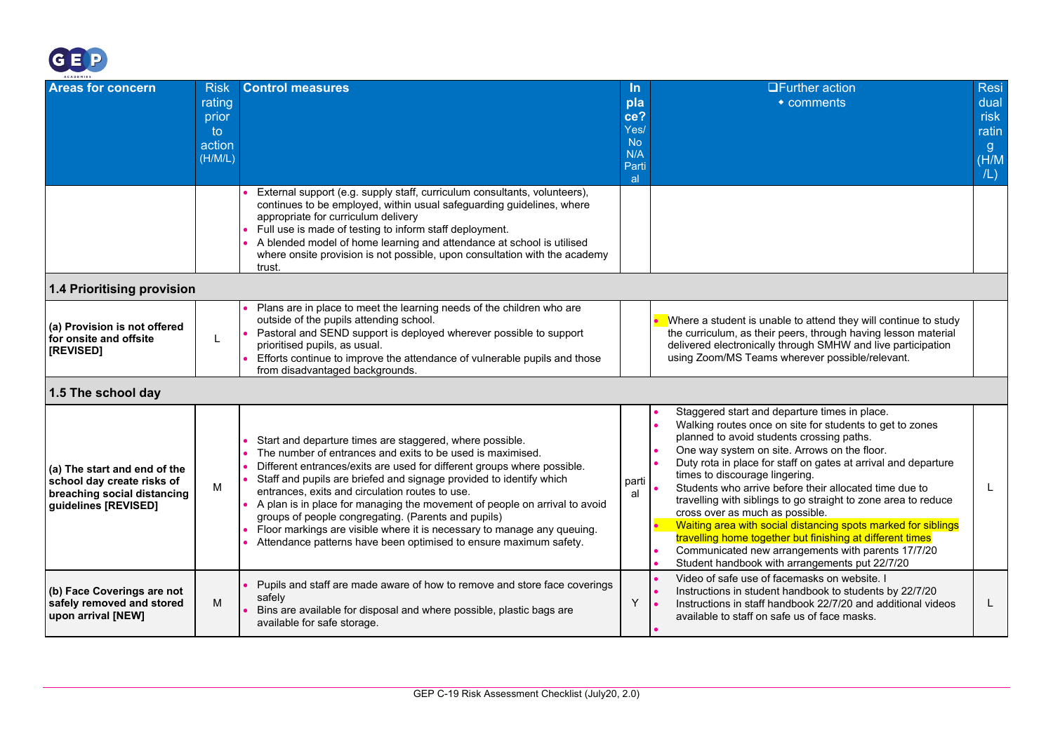| Areas for concern | Risk rating prior to action (H/M/L) | Control measures | In place? Yes/ No N/A Partial | ❑Further action ◆ comments | Residual risk rating (H/M/L) |
|---|---|---|---|---|---|
| | | • External support (e.g. supply staff, curriculum consultants, volunteers), continues to be employed, within usual safeguarding guidelines, where appropriate for curriculum delivery<br>• Full use is made of testing to inform staff deployment.<br>• A blended model of home learning and attendance at school is utilised where onsite provision is not possible, upon consultation with the academy trust. | | | |
| **1.4 Prioritising provision** | | | | | |
| **(a) Provision is not offered for onsite and offsite [REVISED]** | L | • Plans are in place to meet the learning needs of the children who are outside of the pupils attending school.<br>• Pastoral and SEND support is deployed wherever possible to support prioritised pupils, as usual.<br>• Efforts continue to improve the attendance of vulnerable pupils and those from disadvantaged backgrounds. | | • Where a student is unable to attend they will continue to study the curriculum, as their peers, through having lesson material delivered electronically through SMHW and live participation using Zoom/MS Teams wherever possible/relevant. | |
| **1.5 The school day** | | | | | |
| **(a) The start and end of the school day create risks of breaching social distancing guidelines [REVISED]** | M | • Start and departure times are staggered, where possible.<br>• The number of entrances and exits to be used is maximised.<br>• Different entrances/exits are used for different groups where possible.<br>• Staff and pupils are briefed and signage provided to identify which entrances, exits and circulation routes to use.<br>• A plan is in place for managing the movement of people on arrival to avoid groups of people congregating. (Parents and pupils)<br>• Floor markings are visible where it is necessary to manage any queuing.<br>• Attendance patterns have been optimised to ensure maximum safety. | partial | • Staggered start and departure times in place.<br>• Walking routes once on site for students to get to zones planned to avoid students crossing paths.<br>• One way system on site. Arrows on the floor.<br>• Duty rota in place for staff on gates at arrival and departure times to discourage lingering.<br>• Students who arrive before their allocated time due to travelling with siblings to go straight to zone area to reduce cross over as much as possible.<br>• Waiting area with social distancing spots marked for siblings travelling home together but finishing at different times<br>• Communicated new arrangements with parents 17/7/20<br>• Student handbook with arrangements put 22/7/20 | L |
| **(b) Face Coverings are not safely removed and stored upon arrival [NEW]** | M | • Pupils and staff are made aware of how to remove and store face coverings safely<br>• Bins are available for disposal and where possible, plastic bags are available for safe storage. | Y | • Video of safe use of facemasks on website. I<br>• Instructions in student handbook to students by 22/7/20<br>• Instructions in staff handbook 22/7/20 and additional videos available to staff on safe us of face masks.<br>• | L |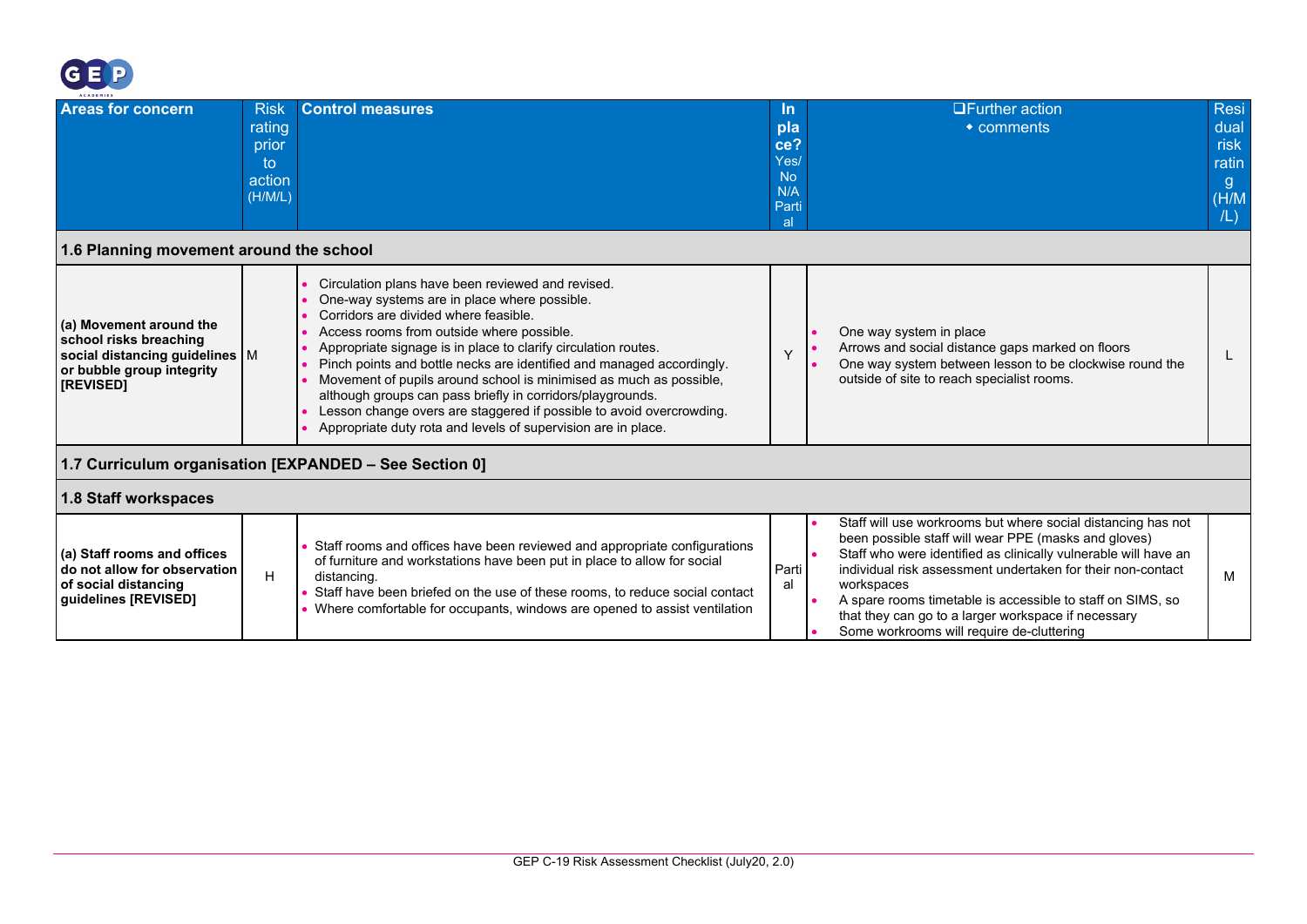| Areas for concern | Risk rating prior to action (H/M/L) | Control measures | In place? Yes/ No N/A Partial | ❑Further action ◆ comments | Residual risk rating (H/M/L) |
|---|---|---|---|---|---|
| **1.6 Planning movement around the school** | | | | | |
| **(a) Movement around the school risks breaching social distancing guidelines or bubble group integrity [REVISED]** | M | • Circulation plans have been reviewed and revised.<br>• One-way systems are in place where possible.<br>• Corridors are divided where feasible.<br>• Access rooms from outside where possible.<br>• Appropriate signage is in place to clarify circulation routes.<br>• Pinch points and bottle necks are identified and managed accordingly.<br>• Movement of pupils around school is minimised as much as possible, although groups can pass briefly in corridors/playgrounds.<br>• Lesson change overs are staggered if possible to avoid overcrowding.<br>• Appropriate duty rota and levels of supervision are in place. | Y | • One way system in place<br>• Arrows and social distance gaps marked on floors<br>• One way system between lesson to be clockwise round the outside of site to reach specialist rooms. | L |
| **1.7 Curriculum organisation [EXPANDED – See Section 0]** | | | | | |
| **1.8 Staff workspaces** | | | | | |
| **(a) Staff rooms and offices do not allow for observation of social distancing guidelines [REVISED]** | H | • Staff rooms and offices have been reviewed and appropriate configurations of furniture and workstations have been put in place to allow for social distancing.<br>• Staff have been briefed on the use of these rooms, to reduce social contact<br>• Where comfortable for occupants, windows are opened to assist ventilation | Partial | • Staff will use workrooms but where social distancing has not been possible staff will wear PPE (masks and gloves)<br>• Staff who were identified as clinically vulnerable will have an individual risk assessment undertaken for their non-contact workspaces<br>• A spare rooms timetable is accessible to staff on SIMS, so that they can go to a larger workspace if necessary<br>• Some workrooms will require de-cluttering | M |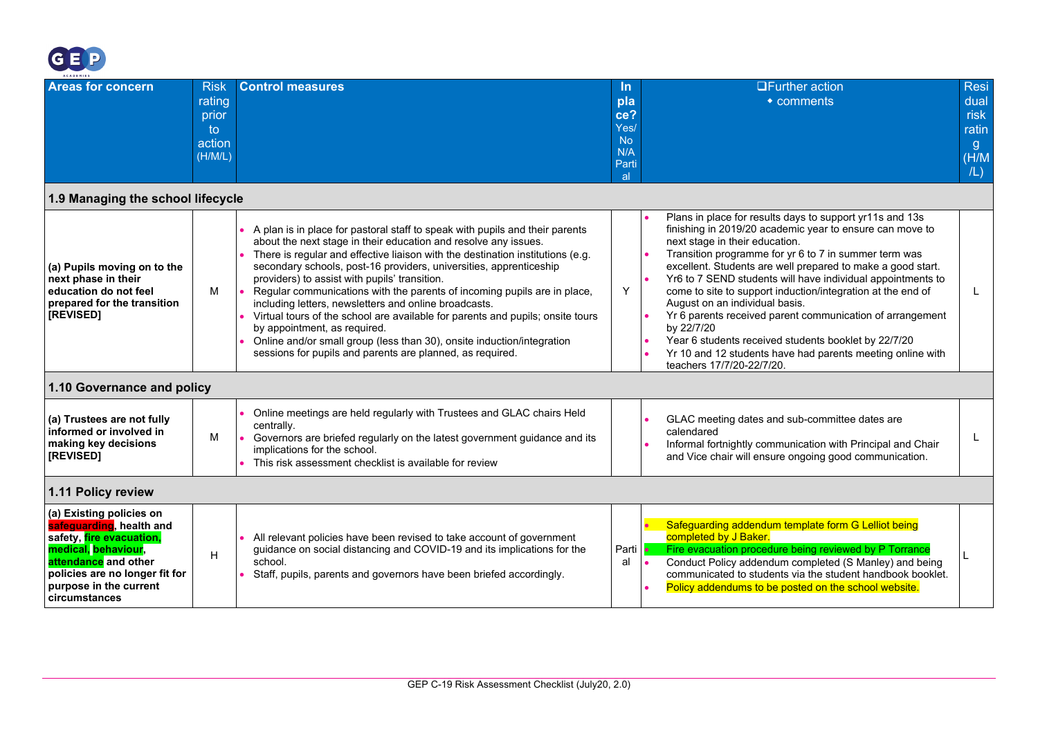| Areas for concern | Risk rating prior to action (H/M/L) | Control measures | In place? Yes/ No N/A Partial | ❑Further action • comments | Residual risk rating (H/M/L) |
|---|---|---|---|---|---|
| **1.9 Managing the school lifecycle** | | | | | |
| **(a) Pupils moving on to the next phase in their education do not feel prepared for the transition [REVISED]** | M | • A plan is in place for pastoral staff to speak with pupils and their parents about the next stage in their education and resolve any issues.<br>• There is regular and effective liaison with the destination institutions (e.g. secondary schools, post-16 providers, universities, apprenticeship providers) to assist with pupils' transition.<br>• Regular communications with the parents of incoming pupils are in place, including letters, newsletters and online broadcasts.<br>• Virtual tours of the school are available for parents and pupils; onsite tours by appointment, as required.<br>• Online and/or small group (less than 30), onsite induction/integration sessions for pupils and parents are planned, as required. | Y | • Plans in place for results days to support yr11s and 13s finishing in 2019/20 academic year to ensure can move to next stage in their education.<br>• Transition programme for yr 6 to 7 in summer term was excellent. Students are well prepared to make a good start.<br>• Yr6 to 7 SEND students will have individual appointments to come to site to support induction/integration at the end of August on an individual basis.<br>• Yr 6 parents received parent communication of arrangement by 22/7/20<br>• Year 6 students received students booklet by 22/7/20<br>• Yr 10 and 12 students have had parents meeting online with teachers 17/7/20-22/7/20. | L |
| **1.10 Governance and policy** | | | | | |
| **(a) Trustees are not fully informed or involved in making key decisions [REVISED]** | M | • Online meetings are held regularly with Trustees and GLAC chairs Held centrally.<br>• Governors are briefed regularly on the latest government guidance and its implications for the school.<br>• This risk assessment checklist is available for review | | • GLAC meeting dates and sub-committee dates are calendared<br>• Informal fortnightly communication with Principal and Chair and Vice chair will ensure ongoing good communication. | L |
| **1.11 Policy review** | | | | | |
| **(a) Existing policies on safeguarding, health and safety, fire evacuation, medical, behaviour, attendance and other policies are no longer fit for purpose in the current circumstances** | H | • All relevant policies have been revised to take account of government guidance on social distancing and COVID-19 and its implications for the school.<br>• Staff, pupils, parents and governors have been briefed accordingly. | Partial | • Safeguarding addendum template form G Lelliot being completed by J Baker.<br>• Fire evacuation procedure being reviewed by P Torrance<br>• Conduct Policy addendum completed (S Manley) and being communicated to students via the student handbook booklet.<br>• Policy addendums to be posted on the school website. | L |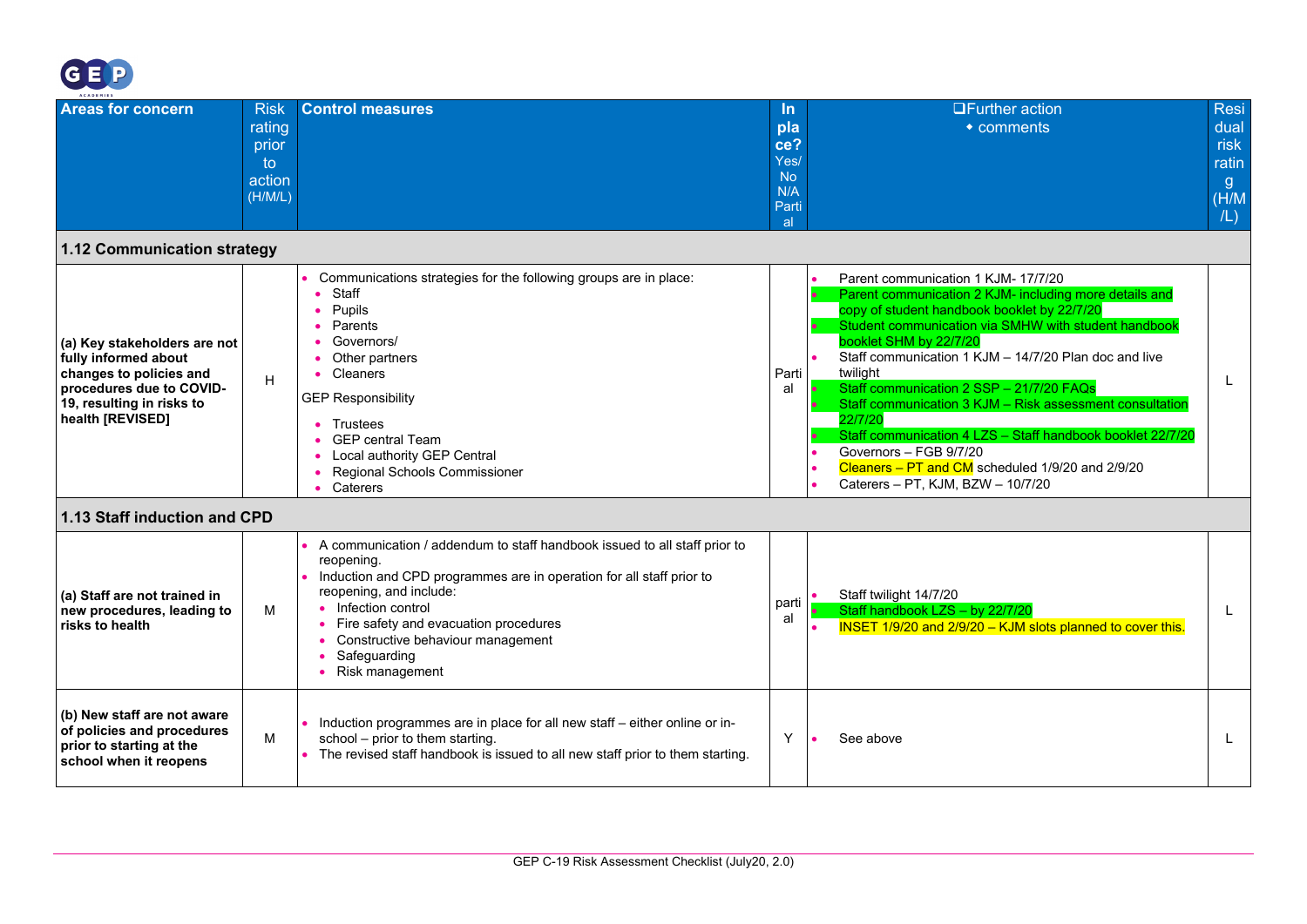| Areas for concern | Risk rating prior to action (H/M/L) | Control measures | In place? Yes/ No N/A Partial | ❑Further action ◆ comments | Residual risk rating (H/M/L) |
|---|---|---|---|---|---|
| **1.12 Communication strategy** | | | | | |
| **(a) Key stakeholders are not fully informed about changes to policies and procedures due to COVID-19, resulting in risks to health [REVISED]** | H | • Communications strategies for the following groups are in place:<br>• Staff<br>• Pupils<br>• Parents<br>• Governors/<br>• Other partners<br>• Cleaners<br>GEP Responsibility<br>• Trustees<br>• GEP central Team<br>• Local authority GEP Central<br>• Regional Schools Commissioner<br>• Caterers | Partial | • Parent communication 1 KJM- 17/7/20<br>• Parent communication 2 KJM- including more details and copy of student handbook booklet by 22/7/20<br>• Student communication via SMHW with student handbook booklet SHM by 22/7/20<br>• Staff communication 1 KJM – 14/7/20 Plan doc and live twilight<br>• Staff communication 2 SSP – 21/7/20 FAQs<br>• Staff communication 3 KJM – Risk assessment consultation 22/7/20<br>• Staff communication 4 LZS – Staff handbook booklet 22/7/20<br>• Governors – FGB 9/7/20<br>• Cleaners – PT and CM scheduled 1/9/20 and 2/9/20<br>• Caterers – PT, KJM, BZW – 10/7/20 | L |
| **1.13 Staff induction and CPD** | | | | | |
| **(a) Staff are not trained in new procedures, leading to risks to health** | M | • A communication / addendum to staff handbook issued to all staff prior to reopening.<br>• Induction and CPD programmes are in operation for all staff prior to reopening, and include:<br>• Infection control<br>• Fire safety and evacuation procedures<br>• Constructive behaviour management<br>• Safeguarding<br>• Risk management | partial | • Staff twilight 14/7/20<br>• Staff handbook LZS – by 22/7/20<br>• INSET 1/9/20 and 2/9/20 – KJM slots planned to cover this. | L |
| **(b) New staff are not aware of policies and procedures prior to starting at the school when it reopens** | M | • Induction programmes are in place for all new staff – either online or in-school – prior to them starting.<br>• The revised staff handbook is issued to all new staff prior to them starting. | Y | • See above | L |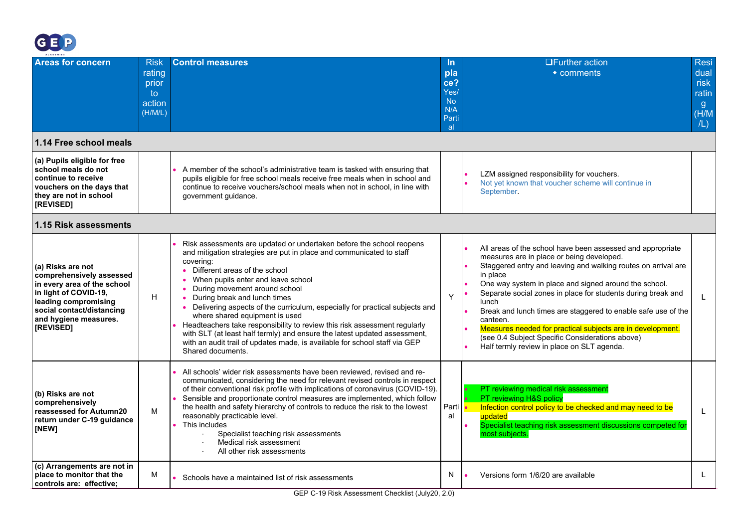| Areas for concern | Risk rating prior to action (H/M/L) | Control measures | In place? Yes/ No N/A Partial | ❑Further action ◆ comments | Residual risk rating (H/M/L) |
|---|---|---|---|---|---|
| **1.14 Free school meals** | | | | | |
| **(a) Pupils eligible for free school meals do not continue to receive vouchers on the days that they are not in school [REVISED]** | | • A member of the school's administrative team is tasked with ensuring that pupils eligible for free school meals receive free meals when in school and continue to receive vouchers/school meals when not in school, in line with government guidance. | | • LZM assigned responsibility for vouchers.<br>• Not yet known that voucher scheme will continue in September. | |
| **1.15 Risk assessments** | | | | | |
| **(a) Risks are not comprehensively assessed in every area of the school in light of COVID-19, leading compromising social contact/distancing and hygiene measures. [REVISED]** | H | • Risk assessments are updated or undertaken before the school reopens and mitigation strategies are put in place and communicated to staff covering:<br>• Different areas of the school<br>• When pupils enter and leave school<br>• During movement around school<br>• During break and lunch times<br>• Delivering aspects of the curriculum, especially for practical subjects and where shared equipment is used<br>• Headteachers take responsibility to review this risk assessment regularly with SLT (at least half termly) and ensure the latest updated assessment, with an audit trail of updates made, is available for school staff via GEP Shared documents. | Y | • All areas of the school have been assessed and appropriate measures are in place or being developed.<br>• Staggered entry and leaving and walking routes on arrival are in place<br>• One way system in place and signed around the school.<br>• Separate social zones in place for students during break and lunch<br>• Break and lunch times are staggered to enable safe use of the canteen.<br>• Measures needed for practical subjects are in development. (see 0.4 Subject Specific Considerations above)<br>• Half termly review in place on SLT agenda. | L |
| **(b) Risks are not comprehensively reassessed for Autumn20 return under C-19 guidance [NEW]** | M | • All schools' wider risk assessments have been reviewed, revised and re-communicated, considering the need for relevant revised controls in respect of their conventional risk profile with implications of coronavirus (COVID-19).<br>• Sensible and proportionate control measures are implemented, which follow the health and safety hierarchy of controls to reduce the risk to the lowest reasonably practicable level.<br>• This includes<br>· Specialist teaching risk assessments<br>· Medical risk assessment<br>· All other risk assessments | Partial | • PT reviewing medical risk assessment<br>• PT reviewing H&S policy<br>• Infection control policy to be checked and may need to be updated<br>• Specialist teaching risk assessment discussions competed for most subjects. | L |
| **(c) Arrangements are not in place to monitor that the controls are: effective;** | M | • Schools have a maintained list of risk assessments | N | • Versions form 1/6/20 are available | L |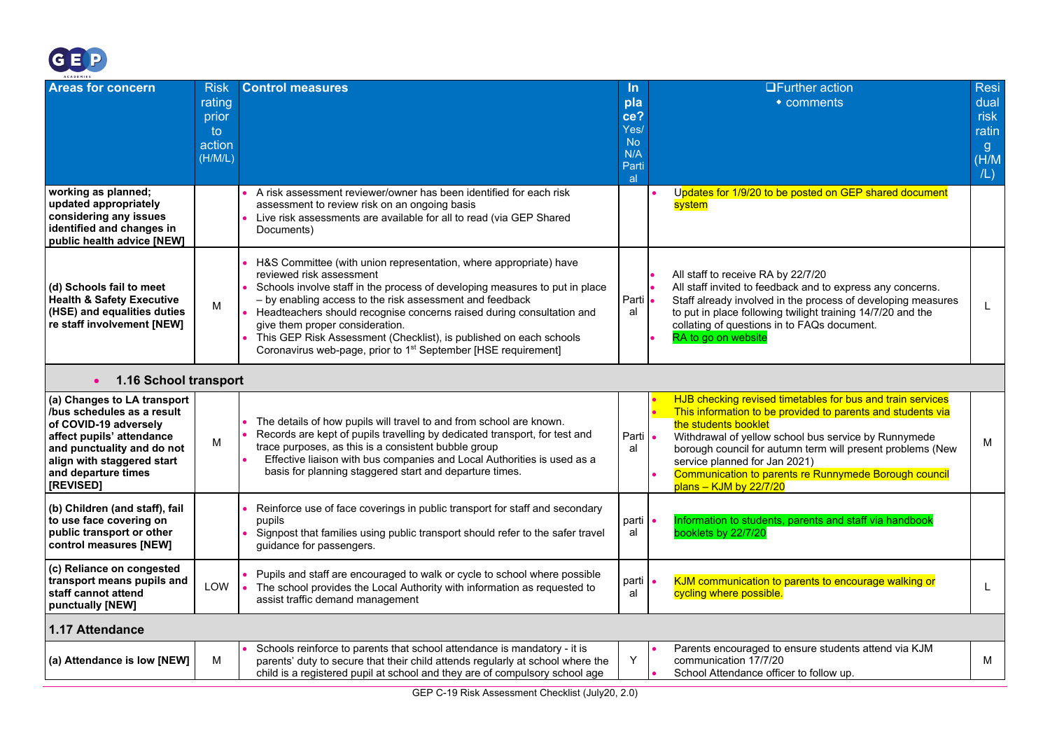| Areas for concern | Risk rating prior to action (H/M/L) | Control measures | In place? Yes/ No N/A Partial | ❑Further action • comments | Residual risk rating (H/M/L) |
|---|---|---|---|---|---|
| working as planned; updated appropriately considering any issues identified and changes in public health advice [NEW] | | • A risk assessment reviewer/owner has been identified for each risk assessment to review risk on an ongoing basis<br>• Live risk assessments are available for all to read (via GEP Shared Documents) | | • Updates for 1/9/20 to be posted on GEP shared document system | |
| (d) Schools fail to meet Health & Safety Executive (HSE) and equalities duties re staff involvement [NEW] | M | • H&S Committee (with union representation, where appropriate) have reviewed risk assessment<br>• Schools involve staff in the process of developing measures to put in place – by enabling access to the risk assessment and feedback<br>• Headteachers should recognise concerns raised during consultation and give them proper consideration.<br>• This GEP Risk Assessment (Checklist), is published on each schools Coronavirus web-page, prior to 1st September [HSE requirement] | Partial | • All staff to receive RA by 22/7/20<br>• All staff invited to feedback and to express any concerns.<br>• Staff already involved in the process of developing measures to put in place following twilight training 14/7/20 and the collating of questions in to FAQs document.<br>• RA to go on website | L |
| **• 1.16 School transport** | | | | | |
| (a) Changes to LA transport /bus schedules as a result of COVID-19 adversely affect pupils' attendance and punctuality and do not align with staggered start and departure times [REVISED] | M | • The details of how pupils will travel to and from school are known.<br>• Records are kept of pupils travelling by dedicated transport, for test and trace purposes, as this is a consistent bubble group<br>• Effective liaison with bus companies and Local Authorities is used as a basis for planning staggered start and departure times. | Partial | • HJB checking revised timetables for bus and train services<br>• This information to be provided to parents and students via the students booklet<br>• Withdrawal of yellow school bus service by Runnymede borough council for autumn term will present problems (New service planned for Jan 2021)<br>• Communication to parents re Runnymede Borough council plans – KJM by 22/7/20 | M |
| (b) Children (and staff), fail to use face covering on public transport or other control measures [NEW] | | • Reinforce use of face coverings in public transport for staff and secondary pupils<br>• Signpost that families using public transport should refer to the safer travel guidance for passengers. | partial | • Information to students, parents and staff via handbook booklets by 22/7/20 | |
| (c) Reliance on congested transport means pupils and staff cannot attend punctually [NEW] | LOW | • Pupils and staff are encouraged to walk or cycle to school where possible<br>• The school provides the Local Authority with information as requested to assist traffic demand management | partial | • KJM communication to parents to encourage walking or cycling where possible. | L |
| **1.17 Attendance** | | | | | |
| (a) Attendance is low [NEW] | M | • Schools reinforce to parents that school attendance is mandatory - it is parents' duty to secure that their child attends regularly at school where the child is a registered pupil at school and they are of compulsory school age | Y | • Parents encouraged to ensure students attend via KJM communication 17/7/20<br>• School Attendance officer to follow up. | M |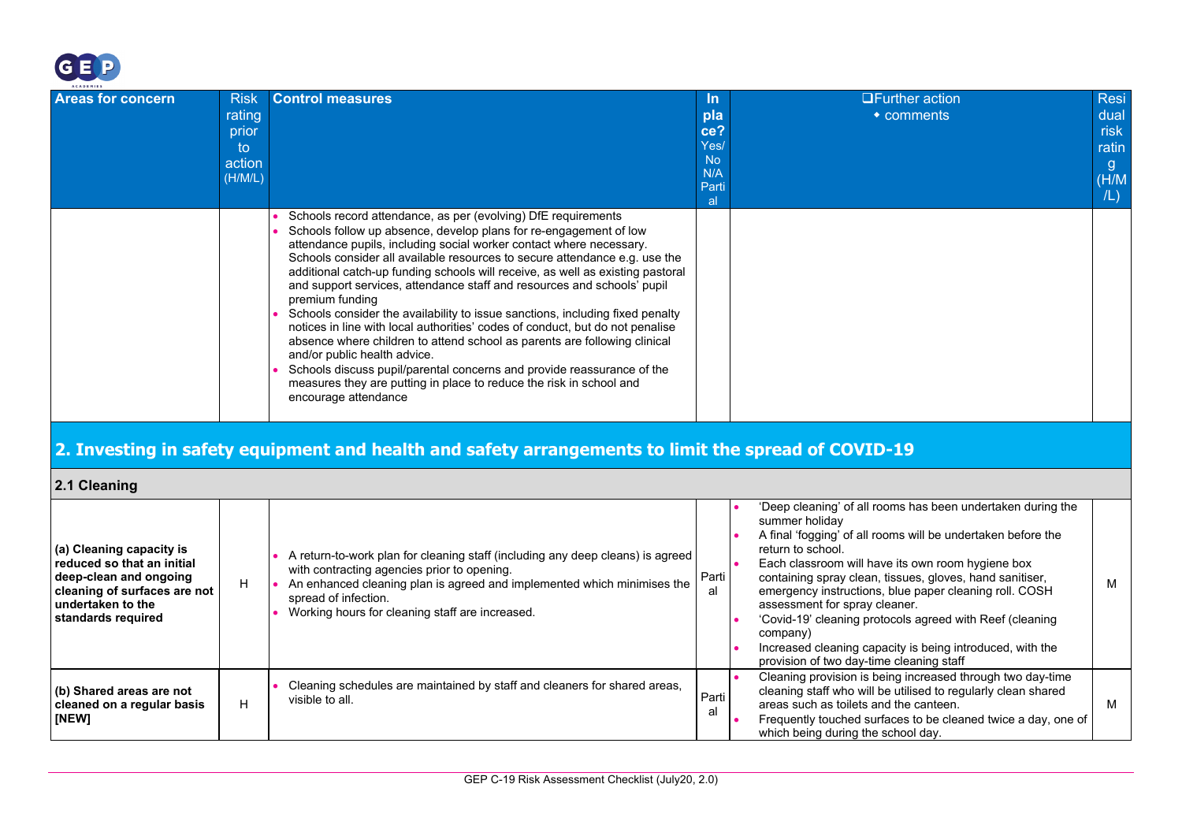| Areas for concern | Risk rating prior to action (H/M/L) | Control measures | In place? Yes/ No N/A Partial | ❑Further action ◆ comments | Residual risk rating (H/M/L) |
|---|---|---|---|---|---|
| | | • Schools record attendance, as per (evolving) DfE requirements<br>• Schools follow up absence, develop plans for re-engagement of low attendance pupils, including social worker contact where necessary. Schools consider all available resources to secure attendance e.g. use the additional catch-up funding schools will receive, as well as existing pastoral and support services, attendance staff and resources and schools' pupil premium funding<br>• Schools consider the availability to issue sanctions, including fixed penalty notices in line with local authorities' codes of conduct, but do not penalise absence where children to attend school as parents are following clinical and/or public health advice.<br>• Schools discuss pupil/parental concerns and provide reassurance of the measures they are putting in place to reduce the risk in school and encourage attendance | | | |

## 2. Investing in safety equipment and health and safety arrangements to limit the spread of COVID-19

### 2.1 Cleaning

| Areas for concern | Risk rating prior to action (H/M/L) | Control measures | In place? Yes/ No N/A Partial | ❑Further action ◆ comments | Residual risk rating (H/M/L) |
|---|---|---|---|---|---|
| **(a) Cleaning capacity is reduced so that an initial deep-clean and ongoing cleaning of surfaces are not undertaken to the standards required** | H | • A return-to-work plan for cleaning staff (including any deep cleans) is agreed with contracting agencies prior to opening.<br>• An enhanced cleaning plan is agreed and implemented which minimises the spread of infection.<br>• Working hours for cleaning staff are increased. | Partial | • 'Deep cleaning' of all rooms has been undertaken during the summer holiday<br>• A final 'fogging' of all rooms will be undertaken before the return to school.<br>• Each classroom will have its own room hygiene box containing spray clean, tissues, gloves, hand sanitiser, emergency instructions, blue paper cleaning roll. COSH assessment for spray cleaner.<br>• 'Covid-19' cleaning protocols agreed with Reef (cleaning company)<br>• Increased cleaning capacity is being introduced, with the provision of two day-time cleaning staff | M |
| **(b) Shared areas are not cleaned on a regular basis [NEW]** | H | • Cleaning schedules are maintained by staff and cleaners for shared areas, visible to all. | Partial | • Cleaning provision is being increased through two day-time cleaning staff who will be utilised to regularly clean shared areas such as toilets and the canteen.<br>• Frequently touched surfaces to be cleaned twice a day, one of which being during the school day. | M |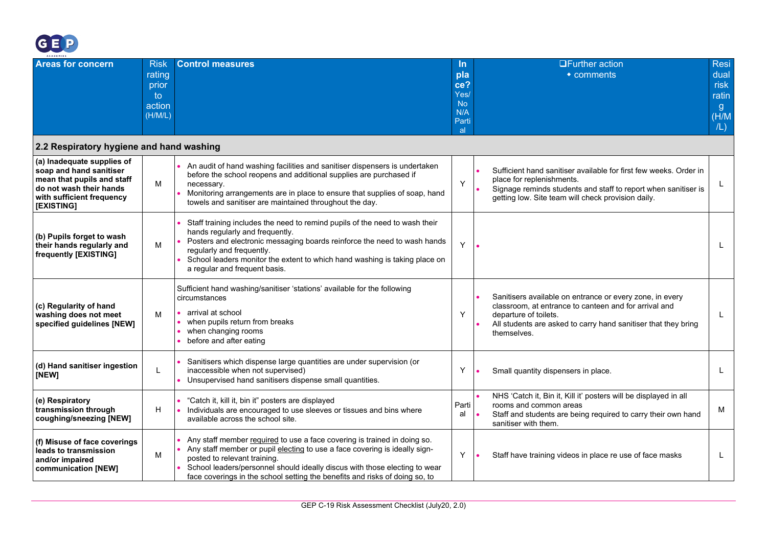| Areas for concern | Risk rating prior to action (H/M/L) | Control measures | In place? Yes/ No N/A Partial | ❑Further action ◆ comments | Residual risk rating (H/M/L) |
|---|---|---|---|---|---|
| **2.2 Respiratory hygiene and hand washing** | | | | | |
| **(a) Inadequate supplies of soap and hand sanitiser mean that pupils and staff do not wash their hands with sufficient frequency [EXISTING]** | M | • An audit of hand washing facilities and sanitiser dispensers is undertaken before the school reopens and additional supplies are purchased if necessary.<br>• Monitoring arrangements are in place to ensure that supplies of soap, hand towels and sanitiser are maintained throughout the day. | Y | • Sufficient hand sanitiser available for first few weeks. Order in place for replenishments.<br>• Signage reminds students and staff to report when sanitiser is getting low. Site team will check provision daily. | L |
| **(b) Pupils forget to wash their hands regularly and frequently [EXISTING]** | M | • Staff training includes the need to remind pupils of the need to wash their hands regularly and frequently.<br>• Posters and electronic messaging boards reinforce the need to wash hands regularly and frequently.<br>• School leaders monitor the extent to which hand washing is taking place on a regular and frequent basis. | Y | • | L |
| **(c) Regularity of hand washing does not meet specified guidelines [NEW]** | M | Sufficient hand washing/sanitiser 'stations' available for the following circumstances<br>• arrival at school<br>• when pupils return from breaks<br>• when changing rooms<br>• before and after eating | Y | • Sanitisers available on entrance or every zone, in every classroom, at entrance to canteen and for arrival and departure of toilets.<br>• All students are asked to carry hand sanitiser that they bring themselves. | L |
| **(d) Hand sanitiser ingestion [NEW]** | L | • Sanitisers which dispense large quantities are under supervision (or inaccessible when not supervised)<br>• Unsupervised hand sanitisers dispense small quantities. | Y | • Small quantity dispensers in place. | L |
| **(e) Respiratory transmission through coughing/sneezing [NEW]** | H | • "Catch it, kill it, bin it" posters are displayed<br>• Individuals are encouraged to use sleeves or tissues and bins where available across the school site. | Partial | • NHS 'Catch it, Bin it, Kill it' posters will be displayed in all rooms and common areas<br>• Staff and students are being required to carry their own hand sanitiser with them. | M |
| **(f) Misuse of face coverings leads to transmission and/or impaired communication [NEW]** | M | • Any staff member <u>required</u> to use a face covering is trained in doing so.<br>• Any staff member or pupil <u>electing</u> to use a face covering is ideally sign-posted to relevant training.<br>• School leaders/personnel should ideally discus with those electing to wear face coverings in the school setting the benefits and risks of doing so, to | Y | • Staff have training videos in place re use of face masks | L |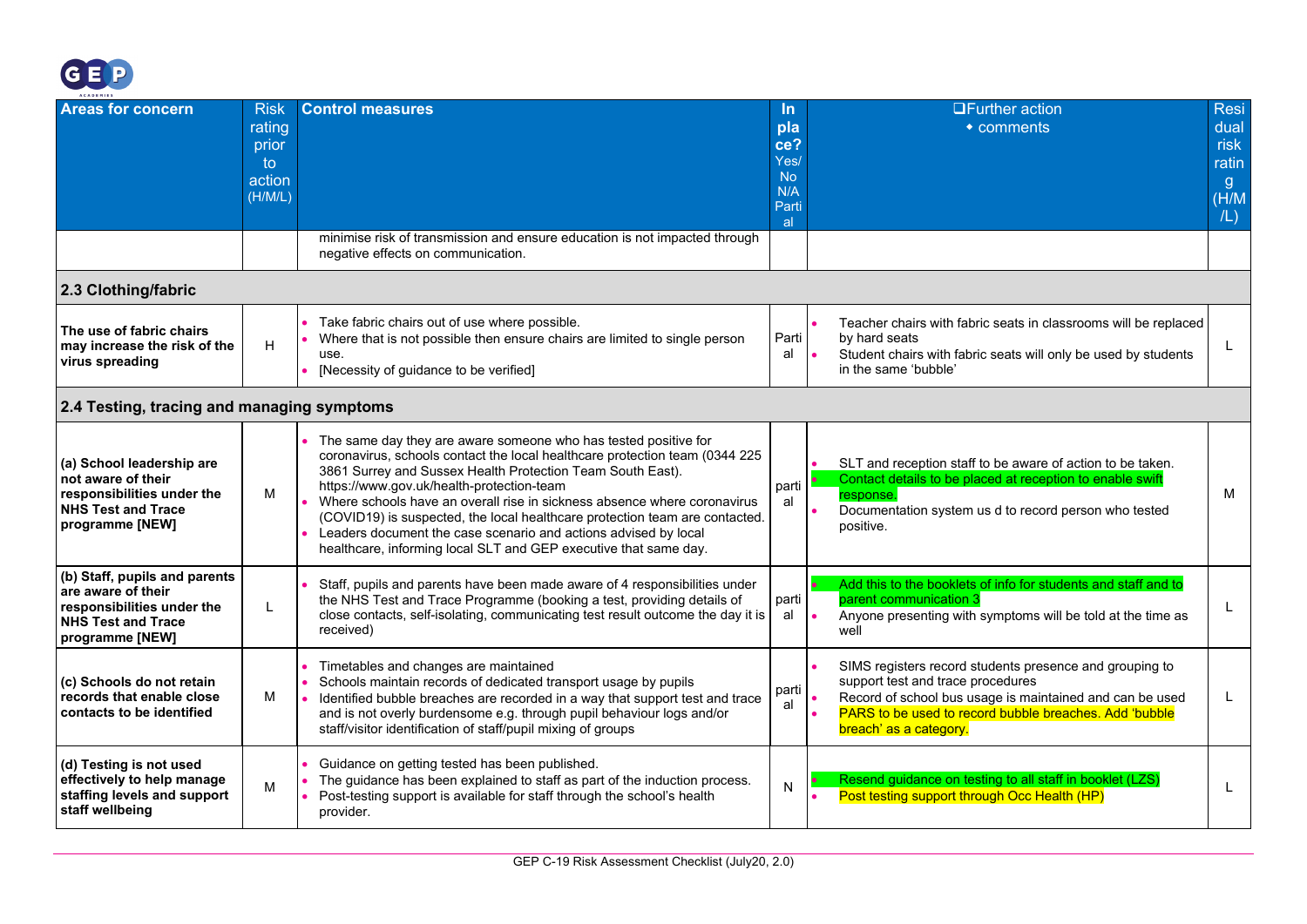| Areas for concern | Risk rating prior to action (H/M/L) | Control measures | In place? Yes/ No N/A Partial | ❑Further action ◆ comments | Residual risk rating (H/M/L) |
|---|---|---|---|---|---|
| | | minimise risk of transmission and ensure education is not impacted through negative effects on communication. | | | |
| **2.3 Clothing/fabric** | | | | | |
| **The use of fabric chairs may increase the risk of the virus spreading** | H | • Take fabric chairs out of use where possible.<br>• Where that is not possible then ensure chairs are limited to single person use.<br>• [Necessity of guidance to be verified] | Partial | • Teacher chairs with fabric seats in classrooms will be replaced by hard seats<br>• Student chairs with fabric seats will only be used by students in the same 'bubble' | L |
| **2.4 Testing, tracing and managing symptoms** | | | | | |
| **(a) School leadership are not aware of their responsibilities under the NHS Test and Trace programme [NEW]** | M | • The same day they are aware someone who has tested positive for coronavirus, schools contact the local healthcare protection team (0344 225 3861 Surrey and Sussex Health Protection Team South East). https://www.gov.uk/health-protection-team<br>• Where schools have an overall rise in sickness absence where coronavirus (COVID19) is suspected, the local healthcare protection team are contacted.<br>• Leaders document the case scenario and actions advised by local healthcare, informing local SLT and GEP executive that same day. | partial | • SLT and reception staff to be aware of action to be taken.<br>• Contact details to be placed at reception to enable swift response.<br>• Documentation system us d to record person who tested positive. | M |
| **(b) Staff, pupils and parents are aware of their responsibilities under the NHS Test and Trace programme [NEW]** | L | • Staff, pupils and parents have been made aware of 4 responsibilities under the NHS Test and Trace Programme (booking a test, providing details of close contacts, self-isolating, communicating test result outcome the day it is received) | partial | • Add this to the booklets of info for students and staff and to parent communication 3<br>• Anyone presenting with symptoms will be told at the time as well | L |
| **(c) Schools do not retain records that enable close contacts to be identified** | M | • Timetables and changes are maintained<br>• Schools maintain records of dedicated transport usage by pupils<br>• Identified bubble breaches are recorded in a way that support test and trace and is not overly burdensome e.g. through pupil behaviour logs and/or staff/visitor identification of staff/pupil mixing of groups | partial | • SIMS registers record students presence and grouping to support test and trace procedures<br>• Record of school bus usage is maintained and can be used<br>• PARS to be used to record bubble breaches. Add 'bubble breach' as a category. | L |
| **(d) Testing is not used effectively to help manage staffing levels and support staff wellbeing** | M | • Guidance on getting tested has been published.<br>• The guidance has been explained to staff as part of the induction process.<br>• Post-testing support is available for staff through the school's health provider. | N | • Resend guidance on testing to all staff in booklet (LZS)<br>• Post testing support through Occ Health (HP) | L |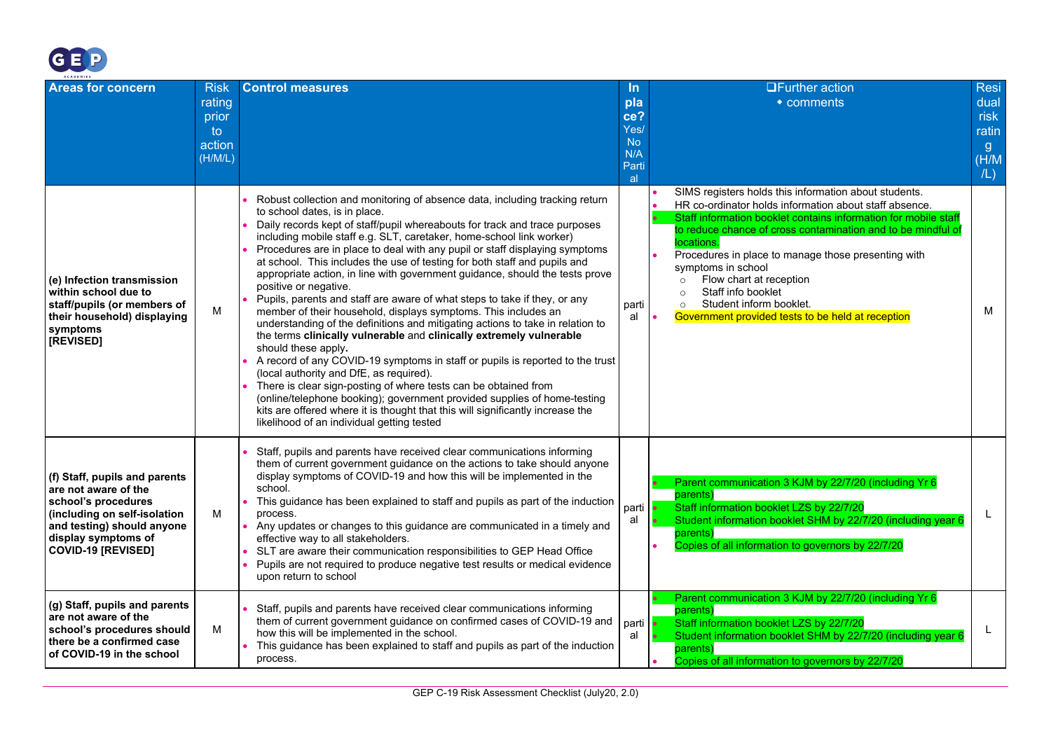| Areas for concern | Risk rating prior to action (H/M/L) | Control measures | In place? Yes/ No N/A Partial | ❑Further action • comments | Residual risk rating (H/M/L) |
|---|---|---|---|---|---|
| **(e) Infection transmission within school due to staff/pupils (or members of their household) displaying symptoms [REVISED]** | M | • Robust collection and monitoring of absence data, including tracking return to school dates, is in place.<br>• Daily records kept of staff/pupil whereabouts for track and trace purposes including mobile staff e.g. SLT, caretaker, home-school link worker)<br>• Procedures are in place to deal with any pupil or staff displaying symptoms at school. This includes the use of testing for both staff and pupils and appropriate action, in line with government guidance, should the tests prove positive or negative.<br>• Pupils, parents and staff are aware of what steps to take if they, or any member of their household, displays symptoms. This includes an understanding of the definitions and mitigating actions to take in relation to the terms **clinically vulnerable** and **clinically extremely vulnerable** should these apply**.**<br>• A record of any COVID-19 symptoms in staff or pupils is reported to the trust (local authority and DfE, as required).<br>• There is clear sign-posting of where tests can be obtained from (online/telephone booking); government provided supplies of home-testing kits are offered where it is thought that this will significantly increase the likelihood of an individual getting tested | partial | • SIMS registers holds this information about students.<br>• HR co-ordinator holds information about staff absence.<br>• Staff information booklet contains information for mobile staff to reduce chance of cross contamination and to be mindful of locations.<br>• Procedures in place to manage those presenting with symptoms in school<br>  ○ Flow chart at reception<br>  ○ Staff info booklet<br>  ○ Student inform booklet.<br>• Government provided tests to be held at reception | M |
| **(f) Staff, pupils and parents are not aware of the school's procedures (including on self-isolation and testing) should anyone display symptoms of COVID-19 [REVISED]** | M | • Staff, pupils and parents have received clear communications informing them of current government guidance on the actions to take should anyone display symptoms of COVID-19 and how this will be implemented in the school.<br>• This guidance has been explained to staff and pupils as part of the induction process.<br>• Any updates or changes to this guidance are communicated in a timely and effective way to all stakeholders.<br>• SLT are aware their communication responsibilities to GEP Head Office<br>• Pupils are not required to produce negative test results or medical evidence upon return to school | partial | • Parent communication 3 KJM by 22/7/20 (including Yr 6 parents)<br>• Staff information booklet LZS by 22/7/20<br>• Student information booklet SHM by 22/7/20 (including year 6 parents)<br>• Copies of all information to governors by 22/7/20 | L |
| **(g) Staff, pupils and parents are not aware of the school's procedures should there be a confirmed case of COVID-19 in the school** | M | • Staff, pupils and parents have received clear communications informing them of current government guidance on confirmed cases of COVID-19 and how this will be implemented in the school.<br>• This guidance has been explained to staff and pupils as part of the induction process. | partial | • Parent communication 3 KJM by 22/7/20 (including Yr 6 parents)<br>• Staff information booklet LZS by 22/7/20<br>• Student information booklet SHM by 22/7/20 (including year 6 parents)<br>• Copies of all information to governors by 22/7/20 | L |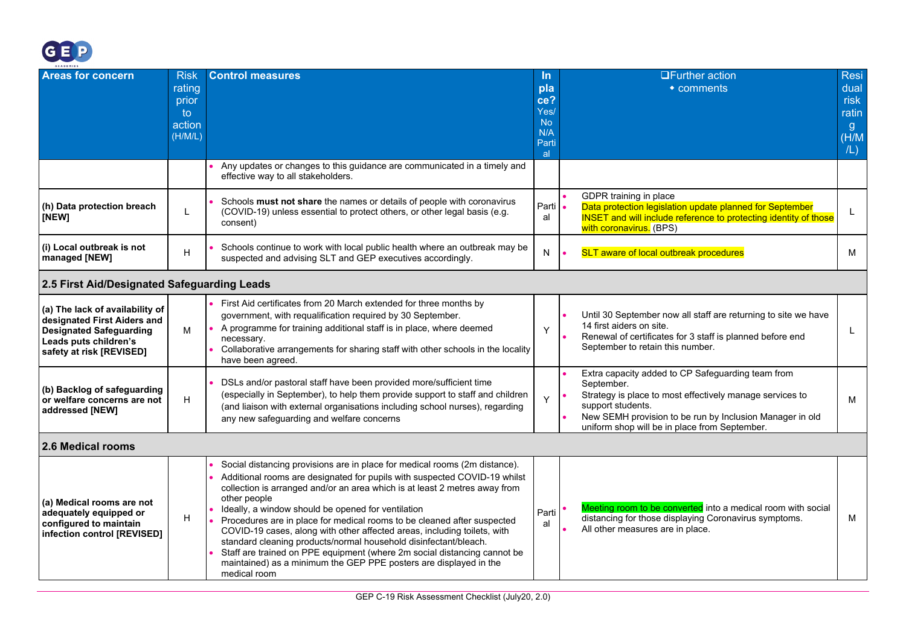| Areas for concern | Risk rating prior to action (H/M/L) | Control measures | In place? Yes/ No N/A Partial | ❑Further action ◆ comments | Residual risk rating (H/M/L) |
|---|---|---|---|---|---|
| | | • Any updates or changes to this guidance are communicated in a timely and effective way to all stakeholders. | | | |
| **(h) Data protection breach [NEW]** | L | • Schools **must not share** the names or details of people with coronavirus (COVID-19) unless essential to protect others, or other legal basis (e.g. consent) | Partial | • GDPR training in place<br>• Data protection legislation update planned for September INSET and will include reference to protecting identity of those with coronavirus. (BPS) | L |
| **(i) Local outbreak is not managed [NEW]** | H | • Schools continue to work with local public health where an outbreak may be suspected and advising SLT and GEP executives accordingly. | N | • SLT aware of local outbreak procedures | M |
| **2.5 First Aid/Designated Safeguarding Leads** | | | | | |
| **(a) The lack of availability of designated First Aiders and Designated Safeguarding Leads puts children's safety at risk [REVISED]** | M | • First Aid certificates from 20 March extended for three months by government, with requalification required by 30 September.<br>• A programme for training additional staff is in place, where deemed necessary.<br>• Collaborative arrangements for sharing staff with other schools in the locality have been agreed. | Y | • Until 30 September now all staff are returning to site we have 14 first aiders on site.<br>• Renewal of certificates for 3 staff is planned before end September to retain this number. | L |
| **(b) Backlog of safeguarding or welfare concerns are not addressed [NEW]** | H | • DSLs and/or pastoral staff have been provided more/sufficient time (especially in September), to help them provide support to staff and children (and liaison with external organisations including school nurses), regarding any new safeguarding and welfare concerns | Y | • Extra capacity added to CP Safeguarding team from September.<br>• Strategy is place to most effectively manage services to support students.<br>• New SEMH provision to be run by Inclusion Manager in old uniform shop will be in place from September. | M |
| **2.6 Medical rooms** | | | | | |
| **(a) Medical rooms are not adequately equipped or configured to maintain infection control [REVISED]** | H | • Social distancing provisions are in place for medical rooms (2m distance).<br>• Additional rooms are designated for pupils with suspected COVID-19 whilst collection is arranged and/or an area which is at least 2 metres away from other people<br>• Ideally, a window should be opened for ventilation<br>• Procedures are in place for medical rooms to be cleaned after suspected COVID-19 cases, along with other affected areas, including toilets, with standard cleaning products/normal household disinfectant/bleach.<br>• Staff are trained on PPE equipment (where 2m social distancing cannot be maintained) as a minimum the GEP PPE posters are displayed in the medical room | Partial | • Meeting room to be converted into a medical room with social distancing for those displaying Coronavirus symptoms.<br>• All other measures are in place. | M |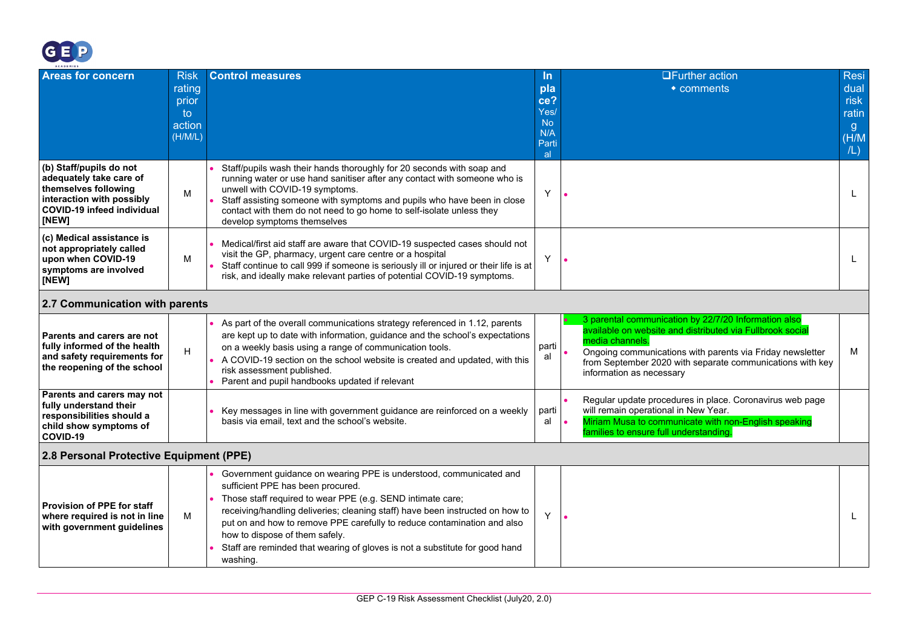| Areas for concern | Risk rating prior to action (H/M/L) | Control measures | In place? Yes/ No N/A Partial | ❑Further action ◆ comments | Residual risk rating (H/M/L) |
|---|---|---|---|---|---|
| **(b) Staff/pupils do not adequately take care of themselves following interaction with possibly COVID-19 infeed individual [NEW]** | M | • Staff/pupils wash their hands thoroughly for 20 seconds with soap and running water or use hand sanitiser after any contact with someone who is unwell with COVID-19 symptoms.<br>• Staff assisting someone with symptoms and pupils who have been in close contact with them do not need to go home to self-isolate unless they develop symptoms themselves | Y | • | L |
| **(c) Medical assistance is not appropriately called upon when COVID-19 symptoms are involved [NEW]** | M | • Medical/first aid staff are aware that COVID-19 suspected cases should not visit the GP, pharmacy, urgent care centre or a hospital<br>• Staff continue to call 999 if someone is seriously ill or injured or their life is at risk, and ideally make relevant parties of potential COVID-19 symptoms. | Y | • | L |
| **2.7 Communication with parents** | | | | | |
| **Parents and carers are not fully informed of the health and safety requirements for the reopening of the school** | H | • As part of the overall communications strategy referenced in 1.12, parents are kept up to date with information, guidance and the school's expectations on a weekly basis using a range of communication tools.<br>• A COVID-19 section on the school website is created and updated, with this risk assessment published.<br>• Parent and pupil handbooks updated if relevant | partial | • 3 parental communication by 22/7/20 Information also available on website and distributed via Fullbrook social media channels.<br>• Ongoing communications with parents via Friday newsletter from September 2020 with separate communications with key information as necessary | M |
| **Parents and carers may not fully understand their responsibilities should a child show symptoms of COVID-19** | | • Key messages in line with government guidance are reinforced on a weekly basis via email, text and the school's website. | partial | • Regular update procedures in place. Coronavirus web page will remain operational in New Year.<br>• Miriam Musa to communicate with non-English speaking families to ensure full understanding. | |
| **2.8 Personal Protective Equipment (PPE)** | | | | | |
| **Provision of PPE for staff where required is not in line with government guidelines** | M | • Government guidance on wearing PPE is understood, communicated and sufficient PPE has been procured.<br>• Those staff required to wear PPE (e.g. SEND intimate care; receiving/handling deliveries; cleaning staff) have been instructed on how to put on and how to remove PPE carefully to reduce contamination and also how to dispose of them safely.<br>• Staff are reminded that wearing of gloves is not a substitute for good hand washing. | Y | • | L |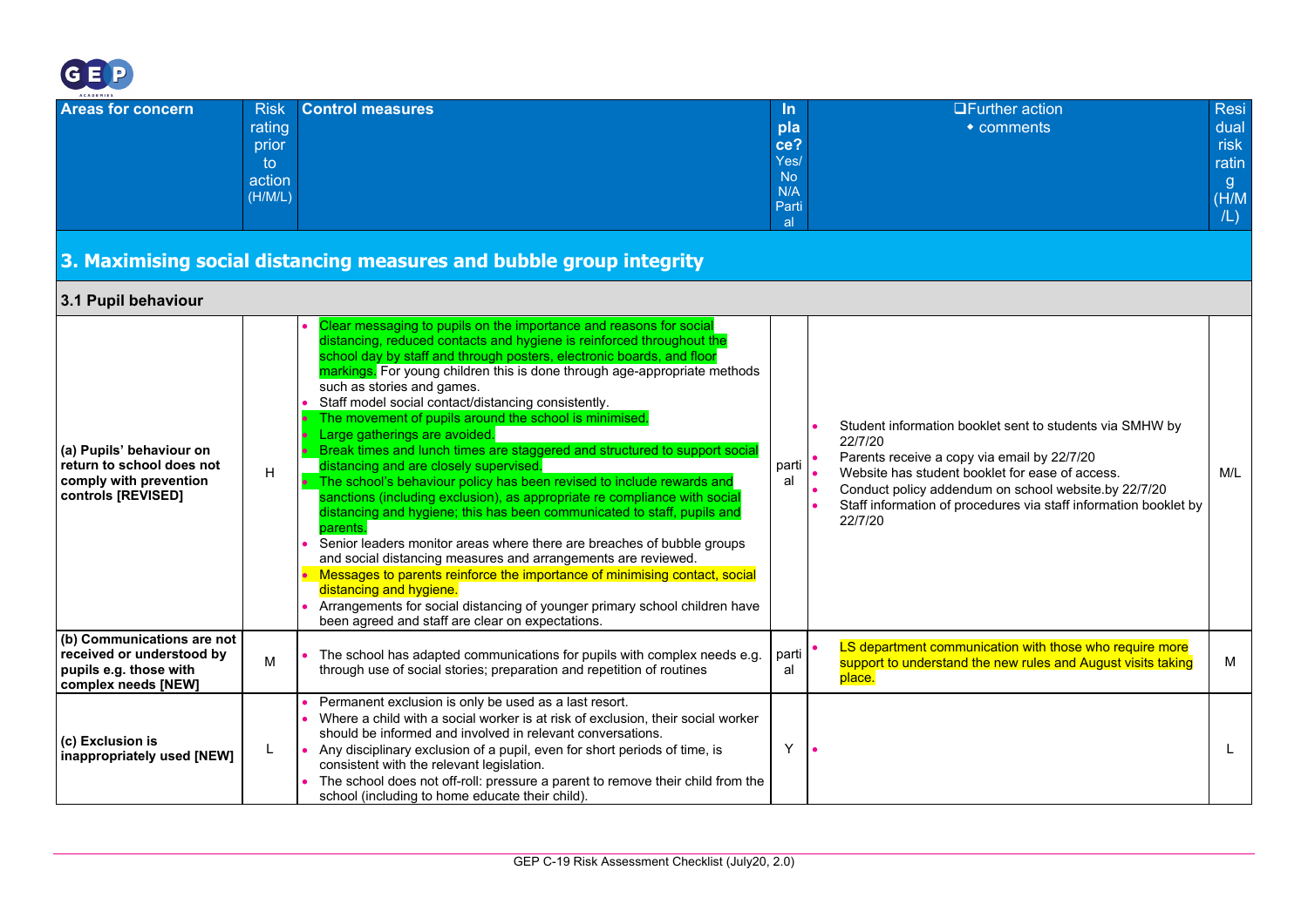| Areas for concern | Risk rating prior to action (H/M/L) | Control measures | In place? Yes/ No N/A Partial | ❑Further action ◆ comments | Residual risk rating (H/M/L) |
|---|---|---|---|---|---|
| **3. Maximising social distancing measures and bubble group integrity** | | | | | |
| **3.1 Pupil behaviour** | | | | | |
| **(a) Pupils' behaviour on return to school does not comply with prevention controls [REVISED]** | H | • Clear messaging to pupils on the importance and reasons for social distancing, reduced contacts and hygiene is reinforced throughout the school day by staff and through posters, electronic boards, and floor markings. For young children this is done through age-appropriate methods such as stories and games.<br>• Staff model social contact/distancing consistently.<br>• The movement of pupils around the school is minimised.<br>• Large gatherings are avoided.<br>• Break times and lunch times are staggered and structured to support social distancing and are closely supervised.<br>• The school's behaviour policy has been revised to include rewards and sanctions (including exclusion), as appropriate re compliance with social distancing and hygiene; this has been communicated to staff, pupils and parents.<br>• Senior leaders monitor areas where there are breaches of bubble groups and social distancing measures and arrangements are reviewed.<br>• Messages to parents reinforce the importance of minimising contact, social distancing and hygiene.<br>• Arrangements for social distancing of younger primary school children have been agreed and staff are clear on expectations. | partial | • Student information booklet sent to students via SMHW by 22/7/20<br>• Parents receive a copy via email by 22/7/20<br>• Website has student booklet for ease of access.<br>• Conduct policy addendum on school website.by 22/7/20<br>• Staff information of procedures via staff information booklet by 22/7/20 | M/L |
| **(b) Communications are not received or understood by pupils e.g. those with complex needs [NEW]** | M | • The school has adapted communications for pupils with complex needs e.g. through use of social stories; preparation and repetition of routines | partial | • LS department communication with those who require more support to understand the new rules and August visits taking place. | M |
| **(c) Exclusion is inappropriately used [NEW]** | L | • Permanent exclusion is only be used as a last resort.<br>• Where a child with a social worker is at risk of exclusion, their social worker should be informed and involved in relevant conversations.<br>• Any disciplinary exclusion of a pupil, even for short periods of time, is consistent with the relevant legislation.<br>• The school does not off-roll: pressure a parent to remove their child from the school (including to home educate their child). | Y | • | L |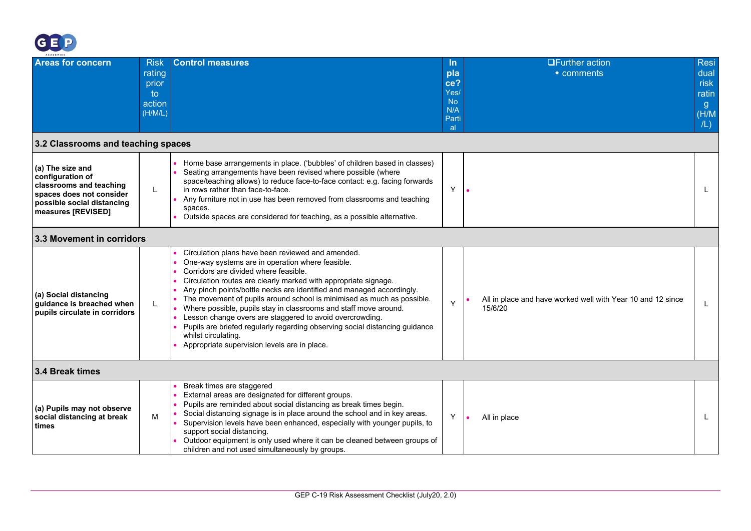| Areas for concern | Risk rating prior to action (H/M/L) | Control measures | In place? Yes/ No N/A Partial | ❑Further action • comments | Residual risk rating (H/M/L) |
|---|---|---|---|---|---|
| **3.2 Classrooms and teaching spaces** | | | | | |
| **(a) The size and configuration of classrooms and teaching spaces does not consider possible social distancing measures [REVISED]** | L | • Home base arrangements in place. ('bubbles' of children based in classes)<br>• Seating arrangements have been revised where possible (where space/teaching allows) to reduce face-to-face contact: e.g. facing forwards in rows rather than face-to-face.<br>• Any furniture not in use has been removed from classrooms and teaching spaces.<br>• Outside spaces are considered for teaching, as a possible alternative. | Y | • | L |
| **3.3 Movement in corridors** | | | | | |
| **(a) Social distancing guidance is breached when pupils circulate in corridors** | L | • Circulation plans have been reviewed and amended.<br>• One-way systems are in operation where feasible.<br>• Corridors are divided where feasible.<br>• Circulation routes are clearly marked with appropriate signage.<br>• Any pinch points/bottle necks are identified and managed accordingly.<br>• The movement of pupils around school is minimised as much as possible.<br>• Where possible, pupils stay in classrooms and staff move around.<br>• Lesson change overs are staggered to avoid overcrowding.<br>• Pupils are briefed regularly regarding observing social distancing guidance whilst circulating.<br>• Appropriate supervision levels are in place. | Y | • All in place and have worked well with Year 10 and 12 since 15/6/20 | L |
| **3.4 Break times** | | | | | |
| **(a) Pupils may not observe social distancing at break times** | M | • Break times are staggered<br>• External areas are designated for different groups.<br>• Pupils are reminded about social distancing as break times begin.<br>• Social distancing signage is in place around the school and in key areas.<br>• Supervision levels have been enhanced, especially with younger pupils, to support social distancing.<br>• Outdoor equipment is only used where it can be cleaned between groups of children and not used simultaneously by groups. | Y | • All in place | L |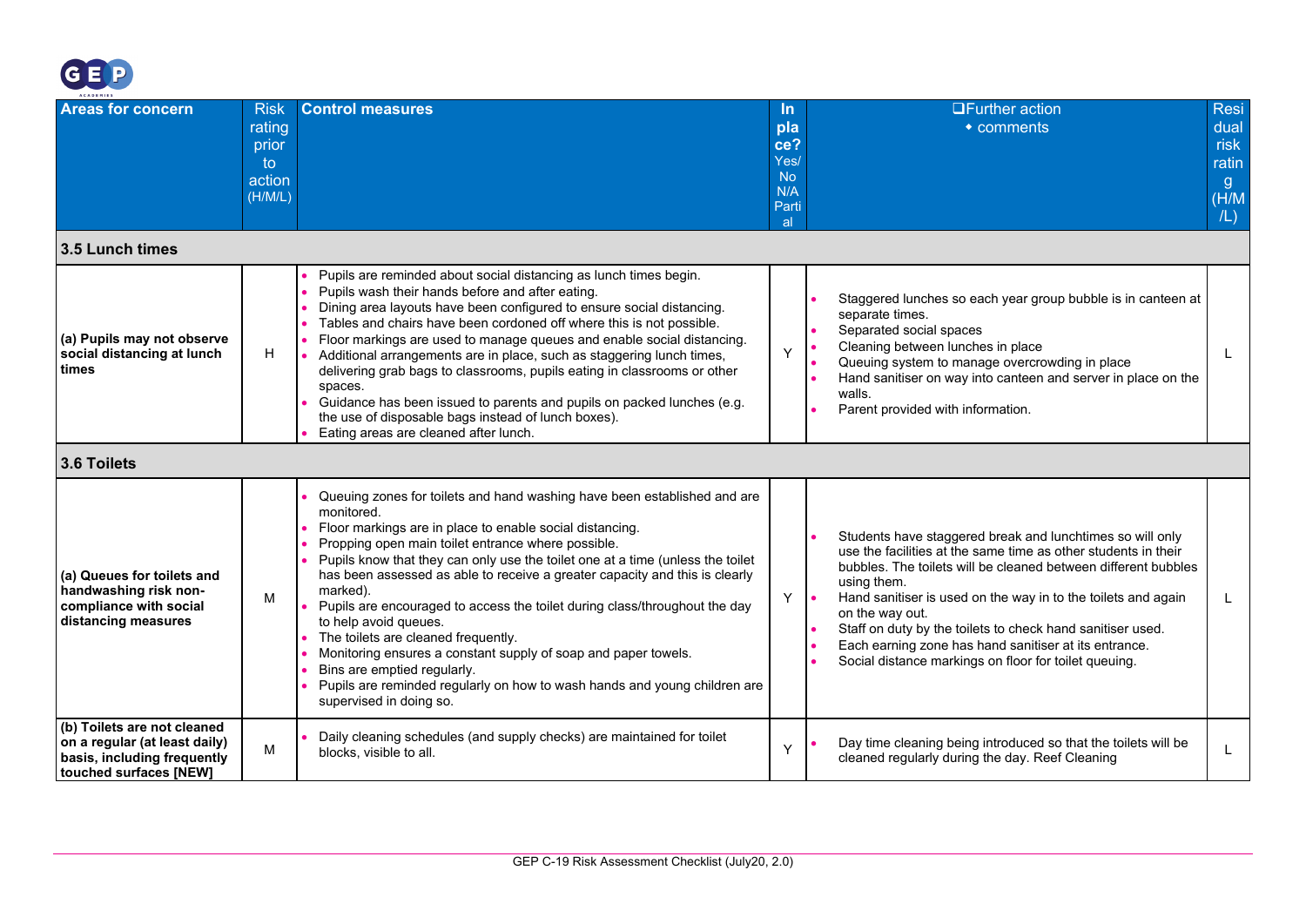| Areas for concern | Risk rating prior to action (H/M/L) | Control measures | In place? Yes/ No N/A Partial | ❑Further action ◆ comments | Residual risk rating (H/M/L) |
|---|---|---|---|---|---|
| **3.5 Lunch times** | | | | | |
| **(a) Pupils may not observe social distancing at lunch times** | H | • Pupils are reminded about social distancing as lunch times begin.<br>• Pupils wash their hands before and after eating.<br>• Dining area layouts have been configured to ensure social distancing.<br>• Tables and chairs have been cordoned off where this is not possible.<br>• Floor markings are used to manage queues and enable social distancing.<br>• Additional arrangements are in place, such as staggering lunch times, delivering grab bags to classrooms, pupils eating in classrooms or other spaces.<br>• Guidance has been issued to parents and pupils on packed lunches (e.g. the use of disposable bags instead of lunch boxes).<br>• Eating areas are cleaned after lunch. | Y | • Staggered lunches so each year group bubble is in canteen at separate times.<br>• Separated social spaces<br>• Cleaning between lunches in place<br>• Queuing system to manage overcrowding in place<br>• Hand sanitiser on way into canteen and server in place on the walls.<br>• Parent provided with information. | L |
| **3.6 Toilets** | | | | | |
| **(a) Queues for toilets and handwashing risk non-compliance with social distancing measures** | M | • Queuing zones for toilets and hand washing have been established and are monitored.<br>• Floor markings are in place to enable social distancing.<br>• Propping open main toilet entrance where possible.<br>• Pupils know that they can only use the toilet one at a time (unless the toilet has been assessed as able to receive a greater capacity and this is clearly marked).<br>• Pupils are encouraged to access the toilet during class/throughout the day to help avoid queues.<br>• The toilets are cleaned frequently.<br>• Monitoring ensures a constant supply of soap and paper towels.<br>• Bins are emptied regularly.<br>• Pupils are reminded regularly on how to wash hands and young children are supervised in doing so. | Y | • Students have staggered break and lunchtimes so will only use the facilities at the same time as other students in their bubbles. The toilets will be cleaned between different bubbles using them.<br>• Hand sanitiser is used on the way in to the toilets and again on the way out.<br>• Staff on duty by the toilets to check hand sanitiser used.<br>• Each earning zone has hand sanitiser at its entrance.<br>• Social distance markings on floor for toilet queuing. | L |
| **(b) Toilets are not cleaned on a regular (at least daily) basis, including frequently touched surfaces [NEW]** | M | • Daily cleaning schedules (and supply checks) are maintained for toilet blocks, visible to all. | Y | • Day time cleaning being introduced so that the toilets will be cleaned regularly during the day. Reef Cleaning | L |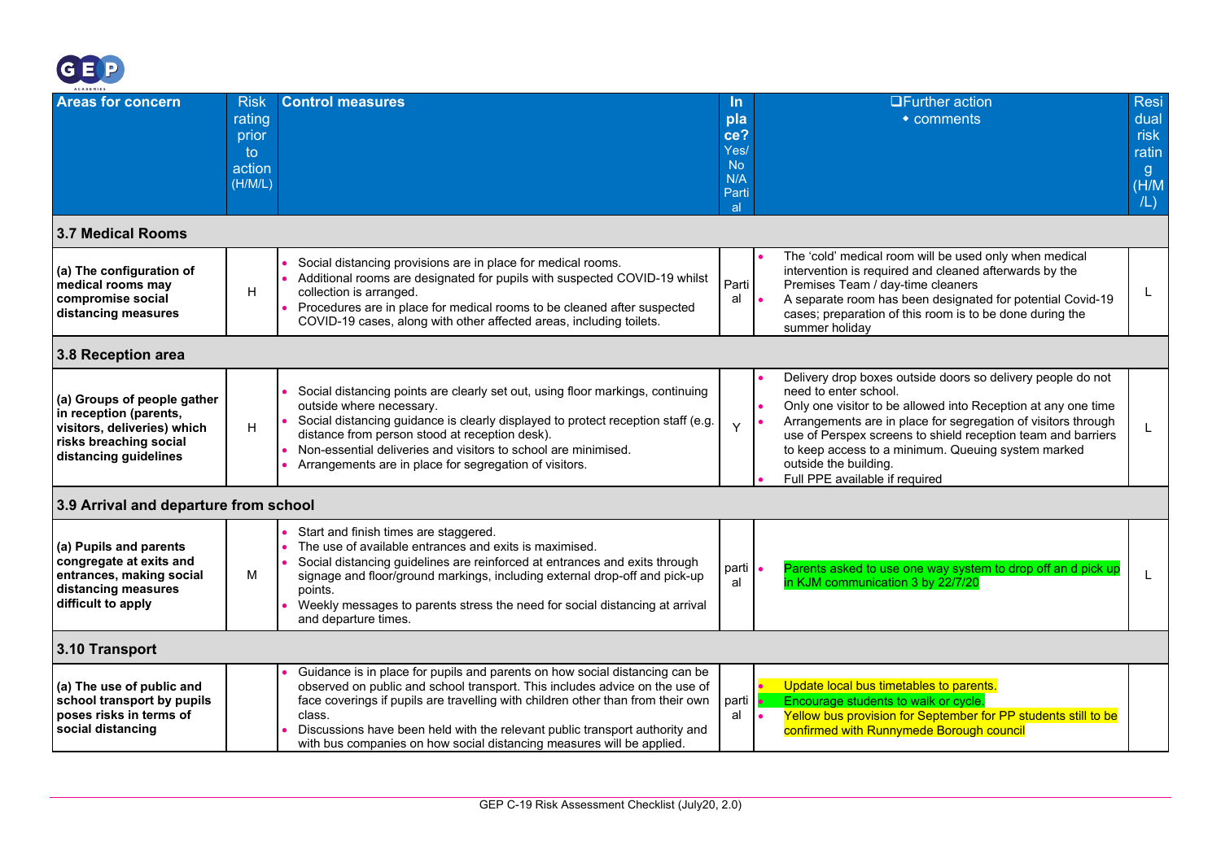| Areas for concern | Risk rating prior to action (H/M/L) | Control measures | In place? Yes/ No N/A Partial | ❑Further action • comments | Residual risk rating (H/M/L) |
|---|---|---|---|---|---|
| **3.7 Medical Rooms** | | | | | |
| **(a) The configuration of medical rooms may compromise social distancing measures** | H | • Social distancing provisions are in place for medical rooms.<br>• Additional rooms are designated for pupils with suspected COVID-19 whilst collection is arranged.<br>• Procedures are in place for medical rooms to be cleaned after suspected COVID-19 cases, along with other affected areas, including toilets. | Partial | • The 'cold' medical room will be used only when medical intervention is required and cleaned afterwards by the Premises Team / day-time cleaners<br>• A separate room has been designated for potential Covid-19 cases; preparation of this room is to be done during the summer holiday | L |
| **3.8 Reception area** | | | | | |
| **(a) Groups of people gather in reception (parents, visitors, deliveries) which risks breaching social distancing guidelines** | H | • Social distancing points are clearly set out, using floor markings, continuing outside where necessary.<br>• Social distancing guidance is clearly displayed to protect reception staff (e.g. distance from person stood at reception desk).<br>• Non-essential deliveries and visitors to school are minimised.<br>• Arrangements are in place for segregation of visitors. | Y | • Delivery drop boxes outside doors so delivery people do not need to enter school.<br>• Only one visitor to be allowed into Reception at any one time<br>• Arrangements are in place for segregation of visitors through use of Perspex screens to shield reception team and barriers to keep access to a minimum. Queuing system marked outside the building.<br>• Full PPE available if required | L |
| **3.9 Arrival and departure from school** | | | | | |
| **(a) Pupils and parents congregate at exits and entrances, making social distancing measures difficult to apply** | M | • Start and finish times are staggered.<br>• The use of available entrances and exits is maximised.<br>• Social distancing guidelines are reinforced at entrances and exits through signage and floor/ground markings, including external drop-off and pick-up points.<br>• Weekly messages to parents stress the need for social distancing at arrival and departure times. | partial | • Parents asked to use one way system to drop off an d pick up in KJM communication 3 by 22/7/20 | L |
| **3.10 Transport** | | | | | |
| **(a) The use of public and school transport by pupils poses risks in terms of social distancing** | | • Guidance is in place for pupils and parents on how social distancing can be observed on public and school transport. This includes advice on the use of face coverings if pupils are travelling with children other than from their own class.<br>• Discussions have been held with the relevant public transport authority and with bus companies on how social distancing measures will be applied. | partial | • Update local bus timetables to parents.<br>• Encourage students to walk or cycle.<br>• Yellow bus provision for September for PP students still to be confirmed with Runnymede Borough council | |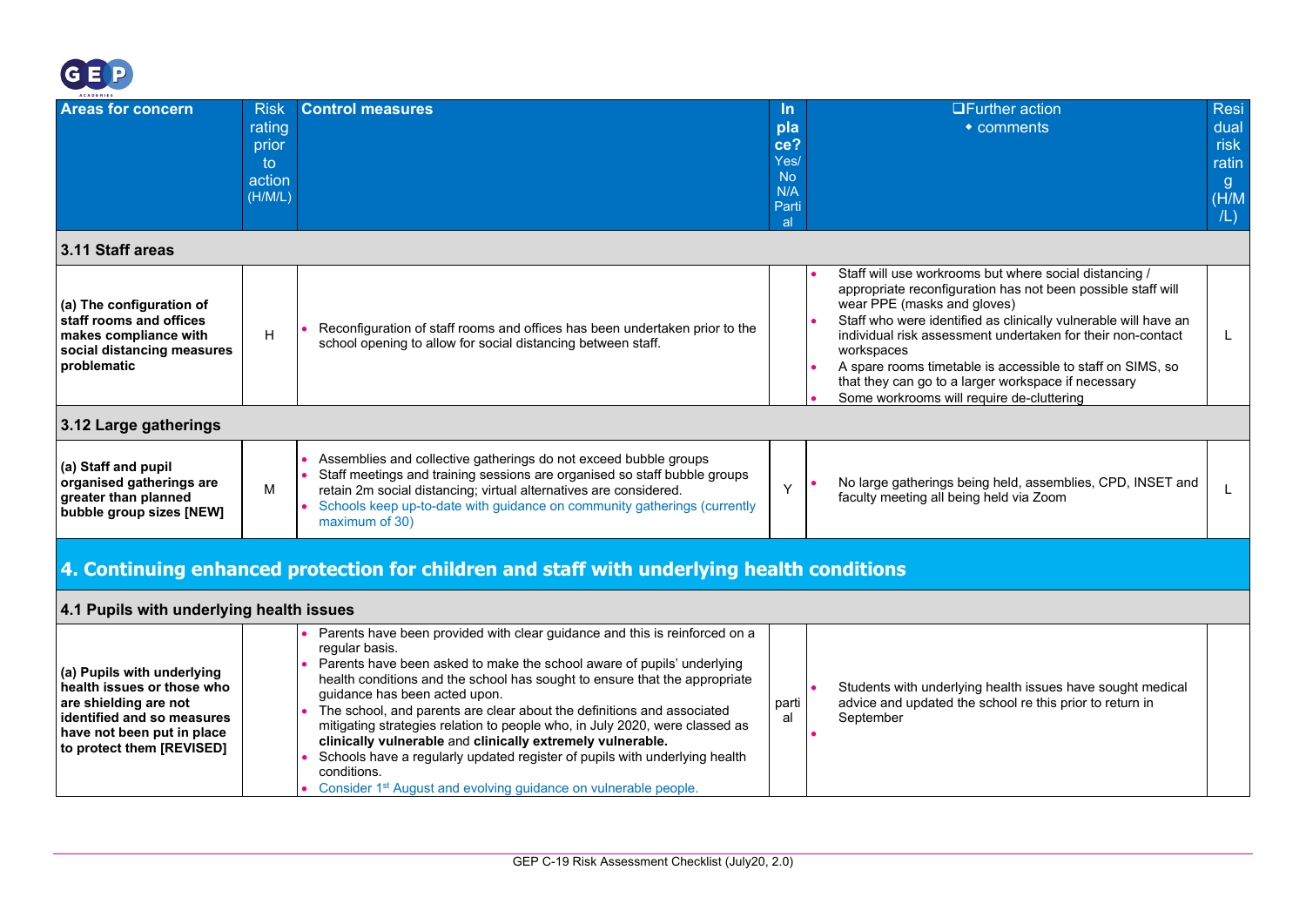| Areas for concern | Risk rating prior to action (H/M/L) | Control measures | In place? Yes/ No N/A Partial | ❑Further action • comments | Residual risk rating (H/M/L) |
|---|---|---|---|---|---|
| **3.11 Staff areas** | | | | | |
| **(a) The configuration of staff rooms and offices makes compliance with social distancing measures problematic** | H | • Reconfiguration of staff rooms and offices has been undertaken prior to the school opening to allow for social distancing between staff. | | • Staff will use workrooms but where social distancing / appropriate reconfiguration has not been possible staff will wear PPE (masks and gloves)<br>• Staff who were identified as clinically vulnerable will have an individual risk assessment undertaken for their non-contact workspaces<br>• A spare rooms timetable is accessible to staff on SIMS, so that they can go to a larger workspace if necessary<br>• Some workrooms will require de-cluttering | L |
| **3.12 Large gatherings** | | | | | |
| **(a) Staff and pupil organised gatherings are greater than planned bubble group sizes [NEW]** | M | • Assemblies and collective gatherings do not exceed bubble groups<br>• Staff meetings and training sessions are organised so staff bubble groups retain 2m social distancing; virtual alternatives are considered.<br>• Schools keep up-to-date with guidance on community gatherings (currently maximum of 30) | Y | • No large gatherings being held, assemblies, CPD, INSET and faculty meeting all being held via Zoom | L |

## 4. Continuing enhanced protection for children and staff with underlying health conditions

| Areas for concern | Risk rating prior to action (H/M/L) | Control measures | In place? Yes/ No N/A Partial | ❑Further action • comments | Residual risk rating (H/M/L) |
|---|---|---|---|---|---|
| **4.1 Pupils with underlying health issues** | | | | | |
| **(a) Pupils with underlying health issues or those who are shielding are not identified and so measures have not been put in place to protect them [REVISED]** | | • Parents have been provided with clear guidance and this is reinforced on a regular basis.<br>• Parents have been asked to make the school aware of pupils' underlying health conditions and the school has sought to ensure that the appropriate guidance has been acted upon.<br>• The school, and parents are clear about the definitions and associated mitigating strategies relation to people who, in July 2020, were classed as **clinically vulnerable** and **clinically extremely vulnerable.**<br>• Schools have a regularly updated register of pupils with underlying health conditions.<br>• Consider 1st August and evolving guidance on vulnerable people. | partial | • Students with underlying health issues have sought medical advice and updated the school re this prior to return in September<br>• | |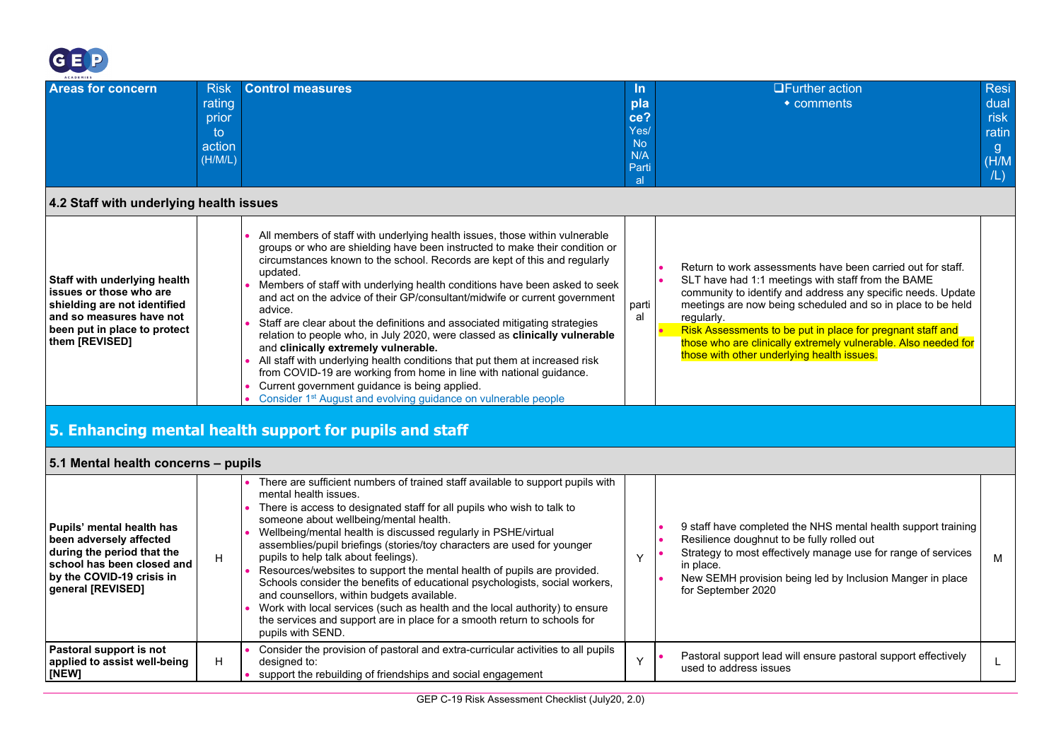| Areas for concern | Risk rating prior to action (H/M/L) | Control measures | In place? Yes/ No N/A Partial | ❑Further action • comments | Residual risk rating (H/M/L) |
|---|---|---|---|---|---|
| **4.2 Staff with underlying health issues** | | | | | |
| **Staff with underlying health issues or those who are shielding are not identified and so measures have not been put in place to protect them [REVISED]** | | • All members of staff with underlying health issues, those within vulnerable groups or who are shielding have been instructed to make their condition or circumstances known to the school. Records are kept of this and regularly updated.<br>• Members of staff with underlying health conditions have been asked to seek and act on the advice of their GP/consultant/midwife or current government advice.<br>• Staff are clear about the definitions and associated mitigating strategies relation to people who, in July 2020, were classed as **clinically vulnerable** and **clinically extremely vulnerable.**<br>• All staff with underlying health conditions that put them at increased risk from COVID-19 are working from home in line with national guidance.<br>• Current government guidance is being applied.<br>• Consider 1st August and evolving guidance on vulnerable people | partial | • Return to work assessments have been carried out for staff.<br>• SLT have had 1:1 meetings with staff from the BAME community to identify and address any specific needs. Update meetings are now being scheduled and so in place to be held regularly.<br>• Risk Assessments to be put in place for pregnant staff and those who are clinically extremely vulnerable. Also needed for those with other underlying health issues. | |
| **5. Enhancing mental health support for pupils and staff** | | | | | |
| **5.1 Mental health concerns – pupils** | | | | | |
| **Pupils' mental health has been adversely affected during the period that the school has been closed and by the COVID-19 crisis in general [REVISED]** | H | • There are sufficient numbers of trained staff available to support pupils with mental health issues.<br>• There is access to designated staff for all pupils who wish to talk to someone about wellbeing/mental health.<br>• Wellbeing/mental health is discussed regularly in PSHE/virtual assemblies/pupil briefings (stories/toy characters are used for younger pupils to help talk about feelings).<br>• Resources/websites to support the mental health of pupils are provided. Schools consider the benefits of educational psychologists, social workers, and counsellors, within budgets available.<br>• Work with local services (such as health and the local authority) to ensure the services and support are in place for a smooth return to schools for pupils with SEND. | Y | • 9 staff have completed the NHS mental health support training<br>• Resilience doughnut to be fully rolled out<br>• Strategy to most effectively manage use for range of services in place.<br>• New SEMH provision being led by Inclusion Manger in place for September 2020 | M |
| **Pastoral support is not applied to assist well-being [NEW]** | H | • Consider the provision of pastoral and extra-curricular activities to all pupils designed to:<br>• support the rebuilding of friendships and social engagement | Y | • Pastoral support lead will ensure pastoral support effectively used to address issues | L |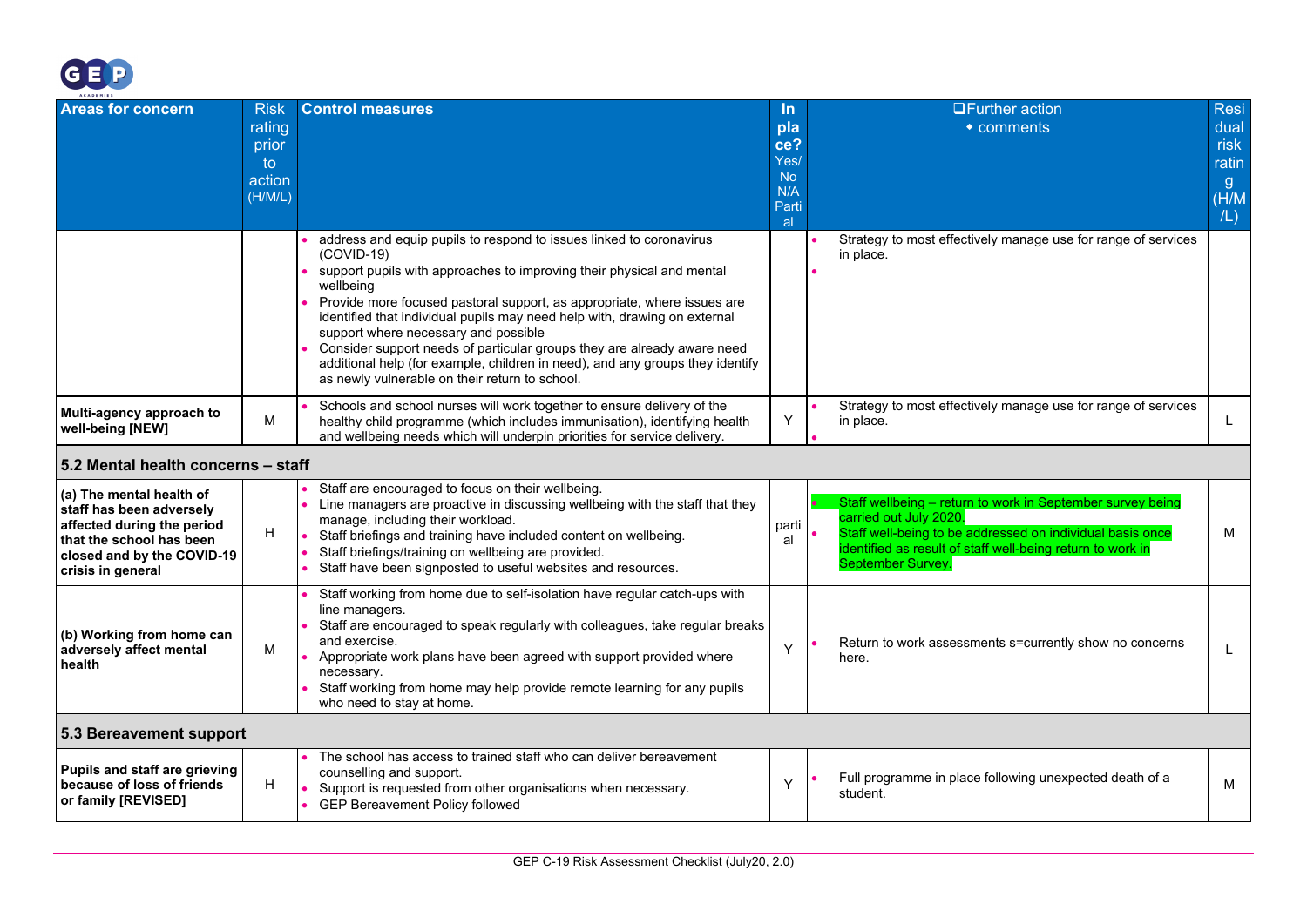| Areas for concern | Risk rating prior to action (H/M/L) | Control measures | In place? Yes/ No N/A Partial | ❑Further action ◆ comments | Residual risk rating (H/M/L) |
|---|---|---|---|---|---|
| | | • address and equip pupils to respond to issues linked to coronavirus (COVID-19)<br>• support pupils with approaches to improving their physical and mental wellbeing<br>• Provide more focused pastoral support, as appropriate, where issues are identified that individual pupils may need help with, drawing on external support where necessary and possible<br>• Consider support needs of particular groups they are already aware need additional help (for example, children in need), and any groups they identify as newly vulnerable on their return to school. | | • Strategy to most effectively manage use for range of services in place.<br>• | |
| **Multi-agency approach to well-being [NEW]** | M | • Schools and school nurses will work together to ensure delivery of the healthy child programme (which includes immunisation), identifying health and wellbeing needs which will underpin priorities for service delivery. | Y | • Strategy to most effectively manage use for range of services in place.<br>• | L |
| **5.2 Mental health concerns – staff** | | | | | |
| **(a) The mental health of staff has been adversely affected during the period that the school has been closed and by the COVID-19 crisis in general** | H | • Staff are encouraged to focus on their wellbeing.<br>• Line managers are proactive in discussing wellbeing with the staff that they manage, including their workload.<br>• Staff briefings and training have included content on wellbeing.<br>• Staff briefings/training on wellbeing are provided.<br>• Staff have been signposted to useful websites and resources. | partial | • Staff wellbeing – return to work in September survey being carried out July 2020.<br>• Staff well-being to be addressed on individual basis once identified as result of staff well-being return to work in September Survey. | M |
| **(b) Working from home can adversely affect mental health** | M | • Staff working from home due to self-isolation have regular catch-ups with line managers.<br>• Staff are encouraged to speak regularly with colleagues, take regular breaks and exercise.<br>• Appropriate work plans have been agreed with support provided where necessary.<br>• Staff working from home may help provide remote learning for any pupils who need to stay at home. | Y | • Return to work assessments s=currently show no concerns here. | L |
| **5.3 Bereavement support** | | | | | |
| **Pupils and staff are grieving because of loss of friends or family [REVISED]** | H | • The school has access to trained staff who can deliver bereavement counselling and support.<br>• Support is requested from other organisations when necessary.<br>• GEP Bereavement Policy followed | Y | • Full programme in place following unexpected death of a student. | M |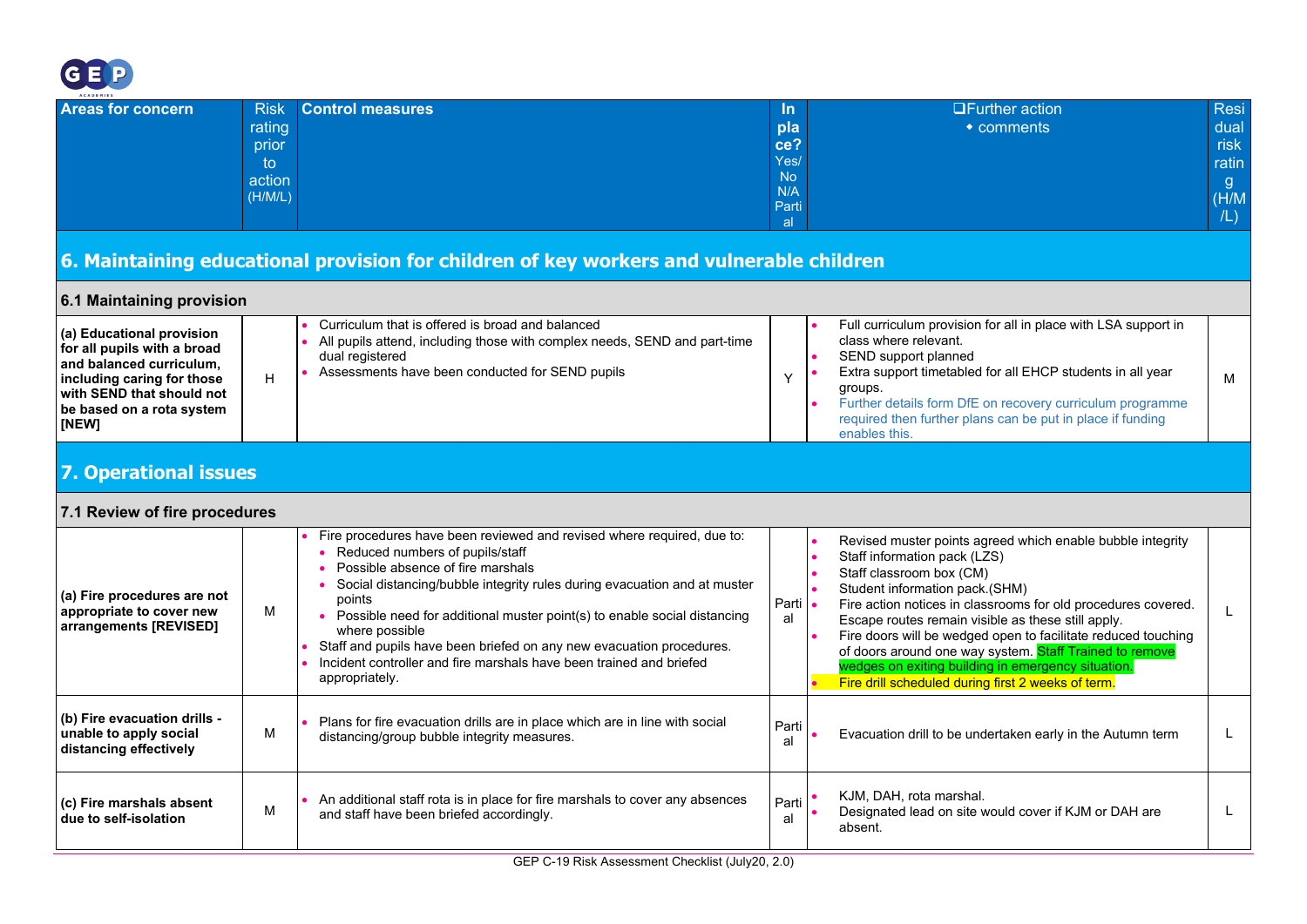| Areas for concern | Risk rating prior to action (H/M/L) | Control measures | In place? Yes/ No N/A Partial | ❑Further action ⬩ comments | Residual risk rating (H/M/L) |
|---|---|---|---|---|---|
| **6. Maintaining educational provision for children of key workers and vulnerable children** | | | | | |
| **6.1 Maintaining provision** | | | | | |
| **(a) Educational provision for all pupils with a broad and balanced curriculum, including caring for those with SEND that should not be based on a rota system [NEW]** | H | • Curriculum that is offered is broad and balanced<br>• All pupils attend, including those with complex needs, SEND and part-time dual registered<br>• Assessments have been conducted for SEND pupils | Y | • Full curriculum provision for all in place with LSA support in class where relevant.<br>• SEND support planned<br>• Extra support timetabled for all EHCP students in all year groups.<br>• Further details form DfE on recovery curriculum programme required then further plans can be put in place if funding enables this. | M |
| **7. Operational issues** | | | | | |
| **7.1 Review of fire procedures** | | | | | |
| **(a) Fire procedures are not appropriate to cover new arrangements [REVISED]** | M | • Fire procedures have been reviewed and revised where required, due to:<br>  • Reduced numbers of pupils/staff<br>  • Possible absence of fire marshals<br>  • Social distancing/bubble integrity rules during evacuation and at muster points<br>  • Possible need for additional muster point(s) to enable social distancing where possible<br>• Staff and pupils have been briefed on any new evacuation procedures.<br>• Incident controller and fire marshals have been trained and briefed appropriately. | Partial | • Revised muster points agreed which enable bubble integrity<br>• Staff information pack (LZS)<br>• Staff classroom box (CM)<br>• Student information pack.(SHM)<br>• Fire action notices in classrooms for old procedures covered. Escape routes remain visible as these still apply.<br>• Fire doors will be wedged open to facilitate reduced touching of doors around one way system. Staff Trained to remove wedges on exiting building in emergency situation.<br>• Fire drill scheduled during first 2 weeks of term. | L |
| **(b) Fire evacuation drills - unable to apply social distancing effectively** | M | • Plans for fire evacuation drills are in place which are in line with social distancing/group bubble integrity measures. | Partial | • Evacuation drill to be undertaken early in the Autumn term | L |
| **(c) Fire marshals absent due to self-isolation** | M | • An additional staff rota is in place for fire marshals to cover any absences and staff have been briefed accordingly. | Partial | • KJM, DAH, rota marshal.<br>• Designated lead on site would cover if KJM or DAH are absent. | L |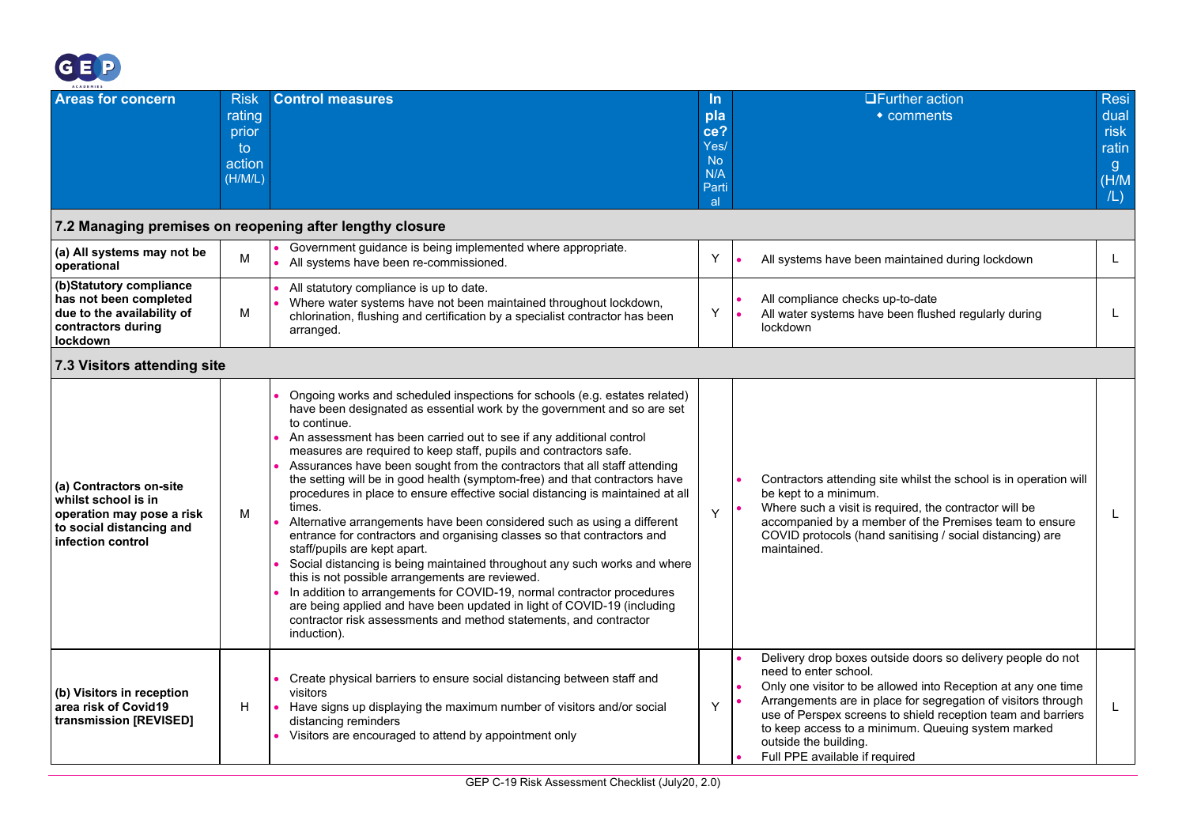| Areas for concern | Risk rating prior to action (H/M/L) | Control measures | In place? Yes/No N/A Partial | ❑Further action ⬩ comments | Residual risk rating (H/M/L) |
|---|---|---|---|---|---|
| **7.2 Managing premises on reopening after lengthy closure** | | | | | |
| **(a) All systems may not be operational** | M | • Government guidance is being implemented where appropriate.<br>• All systems have been re-commissioned. | Y | • All systems have been maintained during lockdown | L |
| **(b)Statutory compliance has not been completed due to the availability of contractors during lockdown** | M | • All statutory compliance is up to date.<br>• Where water systems have not been maintained throughout lockdown, chlorination, flushing and certification by a specialist contractor has been arranged. | Y | • All compliance checks up-to-date<br>• All water systems have been flushed regularly during lockdown | L |
| **7.3 Visitors attending site** | | | | | |
| **(a) Contractors on-site whilst school is in operation may pose a risk to social distancing and infection control** | M | • Ongoing works and scheduled inspections for schools (e.g. estates related) have been designated as essential work by the government and so are set to continue.<br>• An assessment has been carried out to see if any additional control measures are required to keep staff, pupils and contractors safe.<br>• Assurances have been sought from the contractors that all staff attending the setting will be in good health (symptom-free) and that contractors have procedures in place to ensure effective social distancing is maintained at all times.<br>• Alternative arrangements have been considered such as using a different entrance for contractors and organising classes so that contractors and staff/pupils are kept apart.<br>• Social distancing is being maintained throughout any such works and where this is not possible arrangements are reviewed.<br>• In addition to arrangements for COVID-19, normal contractor procedures are being applied and have been updated in light of COVID-19 (including contractor risk assessments and method statements, and contractor induction). | Y | • Contractors attending site whilst the school is in operation will be kept to a minimum.<br>• Where such a visit is required, the contractor will be accompanied by a member of the Premises team to ensure COVID protocols (hand sanitising / social distancing) are maintained. | L |
| **(b) Visitors in reception area risk of Covid19 transmission [REVISED]** | H | • Create physical barriers to ensure social distancing between staff and visitors<br>• Have signs up displaying the maximum number of visitors and/or social distancing reminders<br>• Visitors are encouraged to attend by appointment only | Y | • Delivery drop boxes outside doors so delivery people do not need to enter school.<br>• Only one visitor to be allowed into Reception at any one time<br>• Arrangements are in place for segregation of visitors through use of Perspex screens to shield reception team and barriers to keep access to a minimum. Queuing system marked outside the building.<br>• Full PPE available if required | L |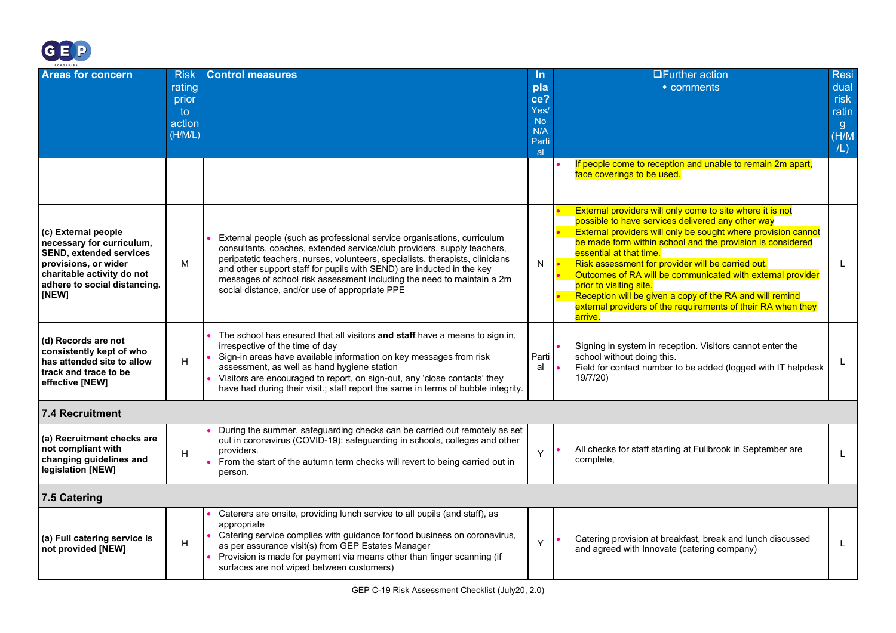| Areas for concern | Risk rating prior to action (H/M/L) | Control measures | In place? Yes/ No N/A Partial | ❑Further action • comments | Residual risk rating (H/M/L) |
|---|---|---|---|---|---|
| | | | | • If people come to reception and unable to remain 2m apart, face coverings to be used. | |
| **(c) External people necessary for curriculum, SEND, extended services provisions, or wider charitable activity do not adhere to social distancing. [NEW]** | M | • External people (such as professional service organisations, curriculum consultants, coaches, extended service/club providers, supply teachers, peripatetic teachers, nurses, volunteers, specialists, therapists, clinicians and other support staff for pupils with SEND) are inducted in the key messages of school risk assessment including the need to maintain a 2m social distance, and/or use of appropriate PPE | N | • External providers will only come to site where it is not possible to have services delivered any other way<br>• External providers will only be sought where provision cannot be made form within school and the provision is considered essential at that time.<br>• Risk assessment for provider will be carried out.<br>• Outcomes of RA will be communicated with external provider prior to visiting site.<br>• Reception will be given a copy of the RA and will remind external providers of the requirements of their RA when they arrive. | L |
| **(d) Records are not consistently kept of who has attended site to allow track and trace to be effective [NEW]** | H | • The school has ensured that all visitors **and staff** have a means to sign in, irrespective of the time of day<br>• Sign-in areas have available information on key messages from risk assessment, as well as hand hygiene station<br>• Visitors are encouraged to report, on sign-out, any 'close contacts' they have had during their visit.; staff report the same in terms of bubble integrity. | Partial | • Signing in system in reception. Visitors cannot enter the school without doing this.<br>• Field for contact number to be added (logged with IT helpdesk 19/7/20) | L |
| **7.4 Recruitment** | | | | | |
| **(a) Recruitment checks are not compliant with changing guidelines and legislation [NEW]** | H | • During the summer, safeguarding checks can be carried out remotely as set out in coronavirus (COVID-19): safeguarding in schools, colleges and other providers.<br>• From the start of the autumn term checks will revert to being carried out in person. | Y | • All checks for staff starting at Fullbrook in September are complete, | L |
| **7.5 Catering** | | | | | |
| **(a) Full catering service is not provided [NEW]** | H | • Caterers are onsite, providing lunch service to all pupils (and staff), as appropriate<br>• Catering service complies with guidance for food business on coronavirus, as per assurance visit(s) from GEP Estates Manager<br>• Provision is made for payment via means other than finger scanning (if surfaces are not wiped between customers) | Y | • Catering provision at breakfast, break and lunch discussed and agreed with Innovate (catering company) | L |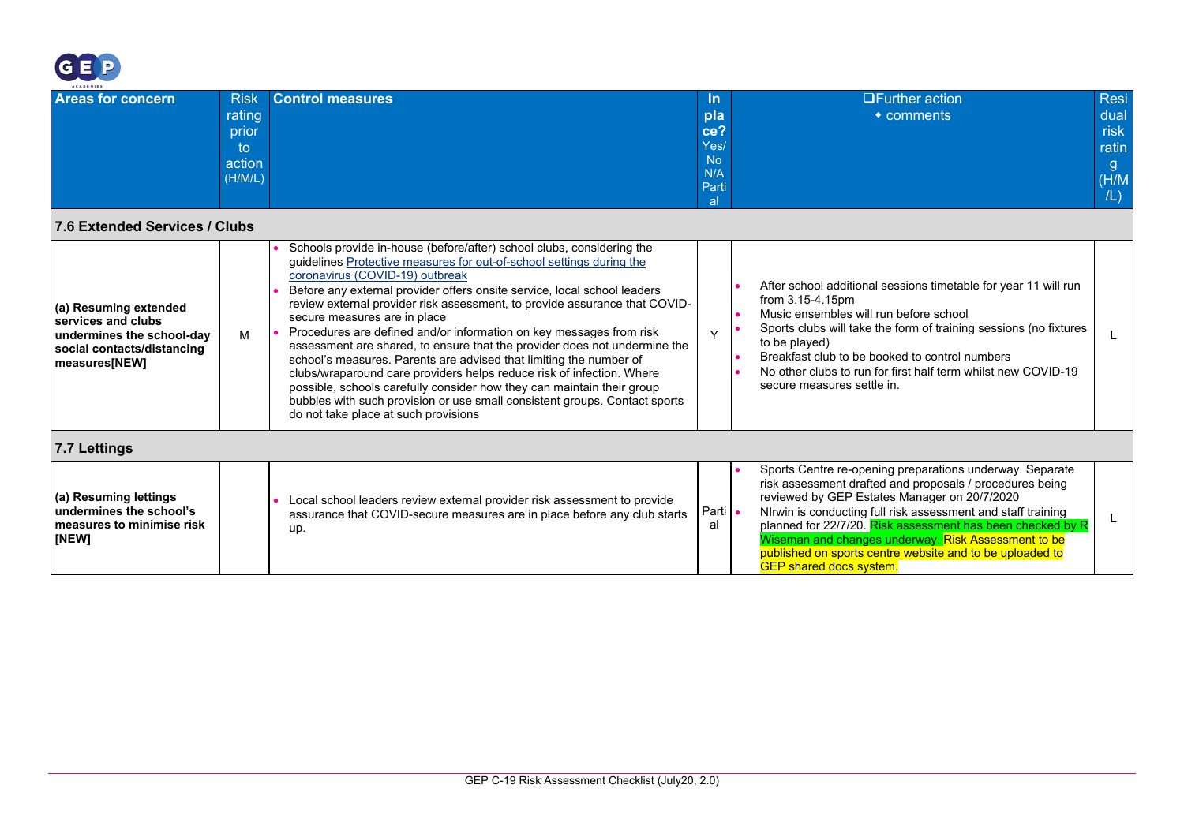| Areas for concern | Risk rating prior to action (H/M/L) | Control measures | In place? Yes/ No N/A Partial | ❑Further action ◆ comments | Residual risk rating (H/M/L) |
|---|---|---|---|---|---|
| **7.6 Extended Services / Clubs** | | | | | |
| **(a) Resuming extended services and clubs undermines the school-day social contacts/distancing measures[NEW]** | M | • Schools provide in-house (before/after) school clubs, considering the guidelines Protective measures for out-of-school settings during the coronavirus (COVID-19) outbreak<br>• Before any external provider offers onsite service, local school leaders review external provider risk assessment, to provide assurance that COVID-secure measures are in place<br>• Procedures are defined and/or information on key messages from risk assessment are shared, to ensure that the provider does not undermine the school's measures. Parents are advised that limiting the number of clubs/wraparound care providers helps reduce risk of infection. Where possible, schools carefully consider how they can maintain their group bubbles with such provision or use small consistent groups. Contact sports do not take place at such provisions | Y | • After school additional sessions timetable for year 11 will run from 3.15-4.15pm<br>• Music ensembles will run before school<br>• Sports clubs will take the form of training sessions (no fixtures to be played)<br>• Breakfast club to be booked to control numbers<br>• No other clubs to run for first half term whilst new COVID-19 secure measures settle in. | L |
| **7.7 Lettings** | | | | | |
| **(a) Resuming lettings undermines the school's measures to minimise risk [NEW]** | | • Local school leaders review external provider risk assessment to provide assurance that COVID-secure measures are in place before any club starts up. | Partial | • Sports Centre re-opening preparations underway. Separate risk assessment drafted and proposals / procedures being reviewed by GEP Estates Manager on 20/7/2020<br>• NIrwin is conducting full risk assessment and staff training planned for 22/7/20. Risk assessment has been checked by R Wiseman and changes underway. Risk Assessment to be published on sports centre website and to be uploaded to GEP shared docs system. | L |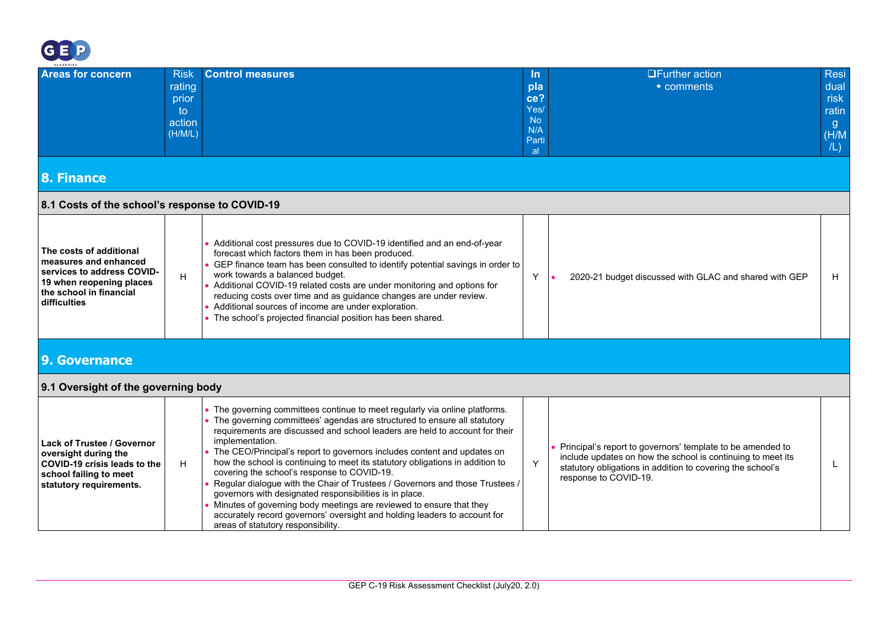| Areas for concern | Risk rating prior to action (H/M/L) | Control measures | In place? Yes/ No N/A Partial | ❑Further action ◆ comments | Residual risk rating (H/M/L) |
|---|---|---|---|---|---|
| **8. Finance** | | | | | |
| **8.1 Costs of the school's response to COVID-19** | | | | | |
| **The costs of additional measures and enhanced services to address COVID-19 when reopening places the school in financial difficulties** | H | • Additional cost pressures due to COVID-19 identified and an end-of-year forecast which factors them in has been produced.<br>• GEP finance team has been consulted to identify potential savings in order to work towards a balanced budget.<br>• Additional COVID-19 related costs are under monitoring and options for reducing costs over time and as guidance changes are under review.<br>• Additional sources of income are under exploration.<br>• The school's projected financial position has been shared. | Y | • 2020-21 budget discussed with GLAC and shared with GEP | H |
| **9. Governance** | | | | | |
| **9.1 Oversight of the governing body** | | | | | |
| **Lack of Trustee / Governor oversight during the COVID-19 crisis leads to the school failing to meet statutory requirements.** | H | • The governing committees continue to meet regularly via online platforms.<br>• The governing committees' agendas are structured to ensure all statutory requirements are discussed and school leaders are held to account for their implementation.<br>• The CEO/Principal's report to governors includes content and updates on how the school is continuing to meet its statutory obligations in addition to covering the school's response to COVID-19.<br>• Regular dialogue with the Chair of Trustees / Governors and those Trustees / governors with designated responsibilities is in place.<br>• Minutes of governing body meetings are reviewed to ensure that they accurately record governors' oversight and holding leaders to account for areas of statutory responsibility. | Y | • Principal's report to governors' template to be amended to include updates on how the school is continuing to meet its statutory obligations in addition to covering the school's response to COVID-19. | L |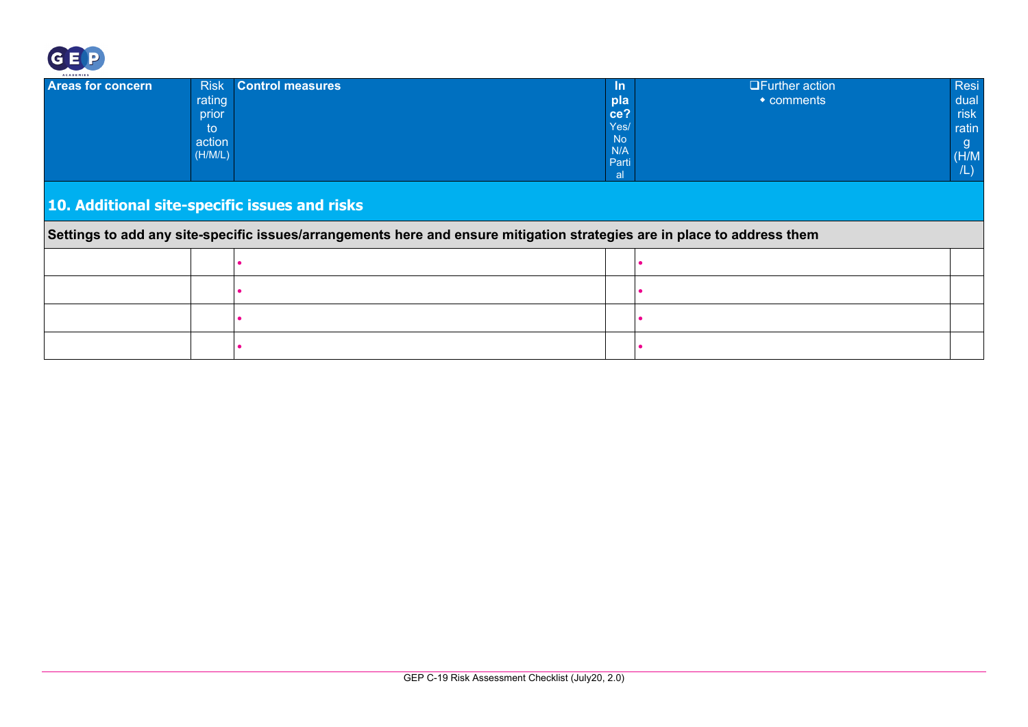| Areas for concern | Risk rating prior to action (H/M/L) | Control measures | In place? Yes/ No N/A Partial | ❑Further action • comments | Residual risk rating (H/M/L) |
|---|---|---|---|---|---|
| **10. Additional site-specific issues and risks** | | | | | |
| **Settings to add any site-specific issues/arrangements here and ensure mitigation strategies are in place to address them** | | | | | |
| | | • | | • | |
| | | • | | • | |
| | | • | | • | |
| | | • | | • | |